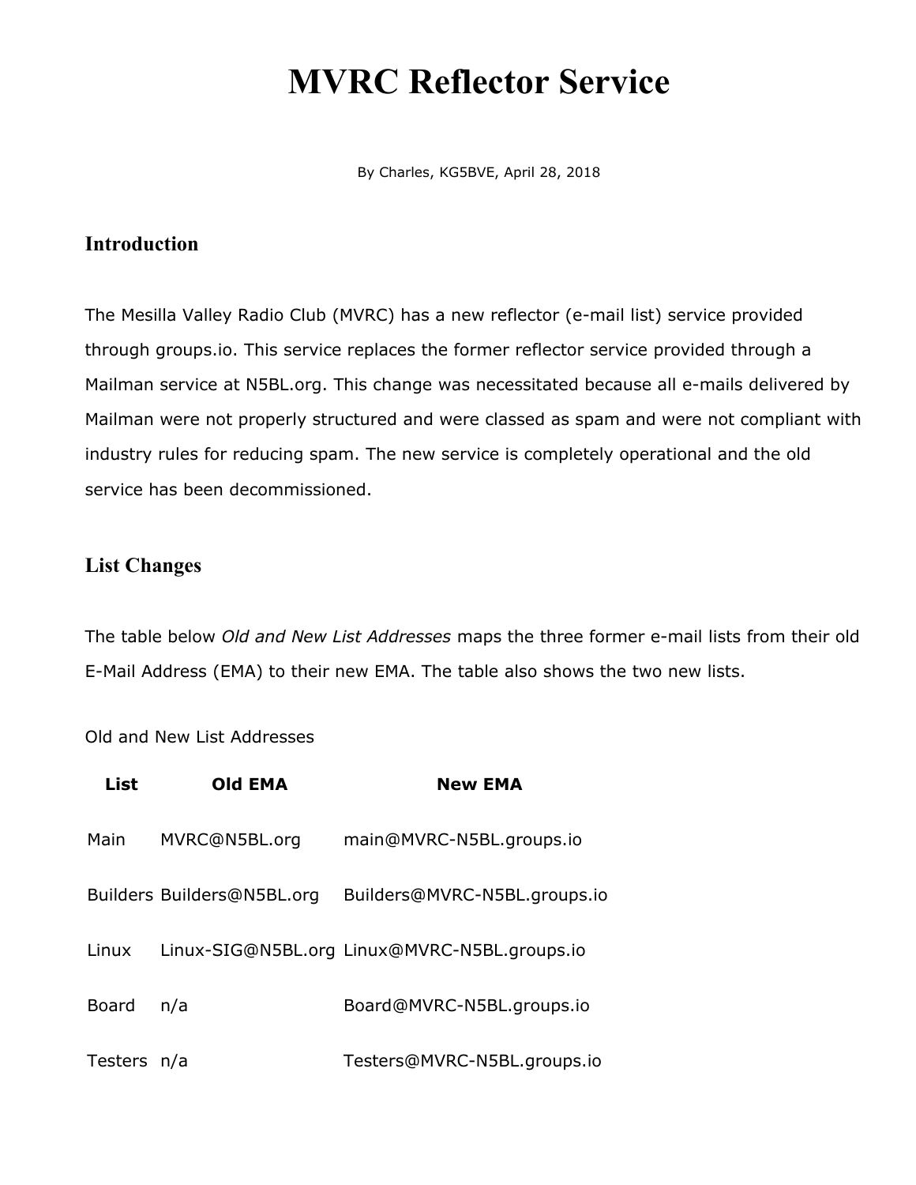# MVRC Reflector Service

By Charles, KG5BVE, April 28, 2018

## Introduction

The Mesilla Valley Radio Club (MVRC) has a new reflector (e-mail list) service provided through groups.io. This service replaces the former reflector service provided through a Mailman service at N5BL.org. This change was necessitated because all e-mails delivered by Mailman were not properly structured and were classed as spam and were not compliant with industry rules for reducing spam. The new service is completely operational and the old service has been decommissioned.

## List Changes

The table below *Old and New List Addresses* maps the three former e-mail lists from their old E-Mail Address (EMA) to their new EMA. The table also shows the two new lists.

Old and New List Addresses

| List | Old EMA | New EMA |
|---|---|---|
| Main | MVRC@N5BL.org | main@MVRC-N5BL.groups.io |
| Builders | Builders@N5BL.org | Builders@MVRC-N5BL.groups.io |
| Linux | Linux-SIG@N5BL.org | Linux@MVRC-N5BL.groups.io |
| Board | n/a | Board@MVRC-N5BL.groups.io |
| Testers | n/a | Testers@MVRC-N5BL.groups.io |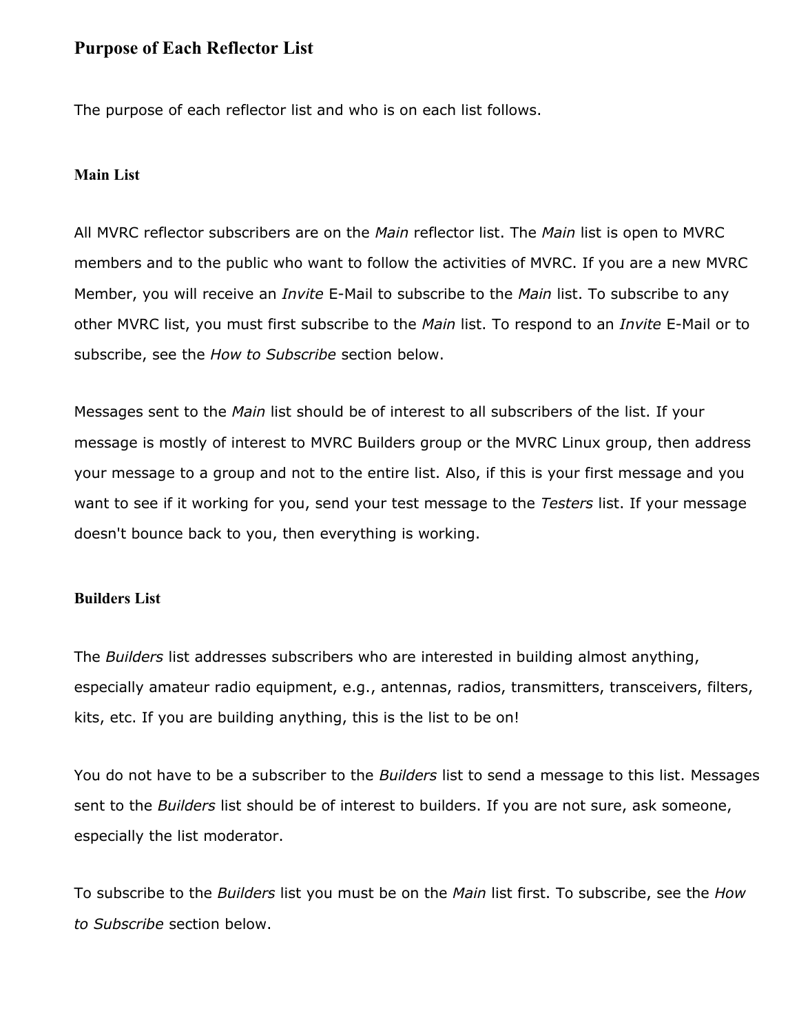## Purpose of Each Reflector List

The purpose of each reflector list and who is on each list follows.

### Main List

All MVRC reflector subscribers are on the *Main* reflector list. The *Main* list is open to MVRC members and to the public who want to follow the activities of MVRC. If you are a new MVRC Member, you will receive an *Invite* E-Mail to subscribe to the *Main* list. To subscribe to any other MVRC list, you must first subscribe to the *Main* list. To respond to an *Invite* E-Mail or to subscribe, see the *How to Subscribe* section below.

Messages sent to the *Main* list should be of interest to all subscribers of the list. If your message is mostly of interest to MVRC Builders group or the MVRC Linux group, then address your message to a group and not to the entire list. Also, if this is your first message and you want to see if it working for you, send your test message to the *Testers* list. If your message doesn't bounce back to you, then everything is working.

### Builders List

The *Builders* list addresses subscribers who are interested in building almost anything, especially amateur radio equipment, e.g., antennas, radios, transmitters, transceivers, filters, kits, etc. If you are building anything, this is the list to be on!

You do not have to be a subscriber to the *Builders* list to send a message to this list. Messages sent to the *Builders* list should be of interest to builders. If you are not sure, ask someone, especially the list moderator.

To subscribe to the *Builders* list you must be on the *Main* list first. To subscribe, see the *How to Subscribe* section below.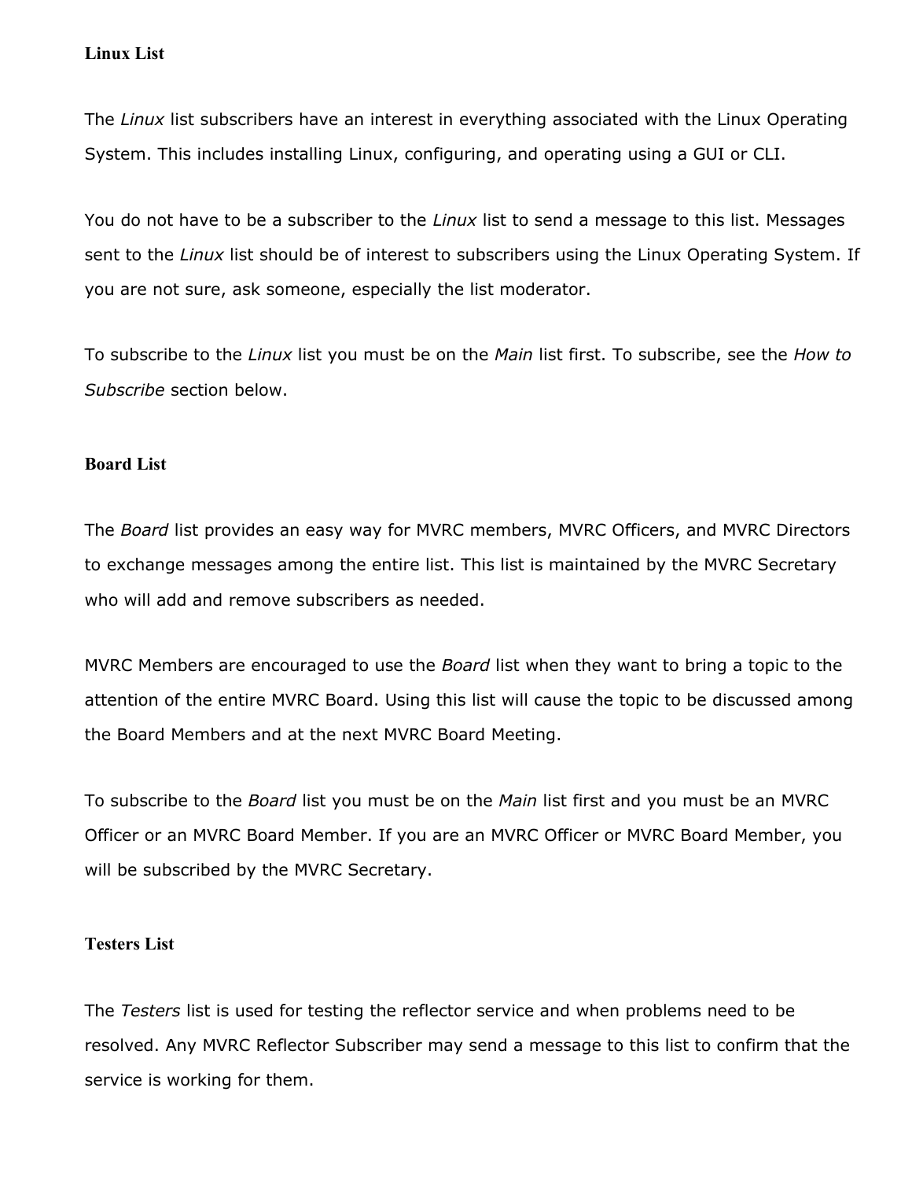### Linux List

The *Linux* list subscribers have an interest in everything associated with the Linux Operating System. This includes installing Linux, configuring, and operating using a GUI or CLI.

You do not have to be a subscriber to the *Linux* list to send a message to this list. Messages sent to the *Linux* list should be of interest to subscribers using the Linux Operating System. If you are not sure, ask someone, especially the list moderator.

To subscribe to the *Linux* list you must be on the *Main* list first. To subscribe, see the *How to Subscribe* section below.

### Board List

The *Board* list provides an easy way for MVRC members, MVRC Officers, and MVRC Directors to exchange messages among the entire list. This list is maintained by the MVRC Secretary who will add and remove subscribers as needed.

MVRC Members are encouraged to use the *Board* list when they want to bring a topic to the attention of the entire MVRC Board. Using this list will cause the topic to be discussed among the Board Members and at the next MVRC Board Meeting.

To subscribe to the *Board* list you must be on the *Main* list first and you must be an MVRC Officer or an MVRC Board Member. If you are an MVRC Officer or MVRC Board Member, you will be subscribed by the MVRC Secretary.

### Testers List

The *Testers* list is used for testing the reflector service and when problems need to be resolved. Any MVRC Reflector Subscriber may send a message to this list to confirm that the service is working for them.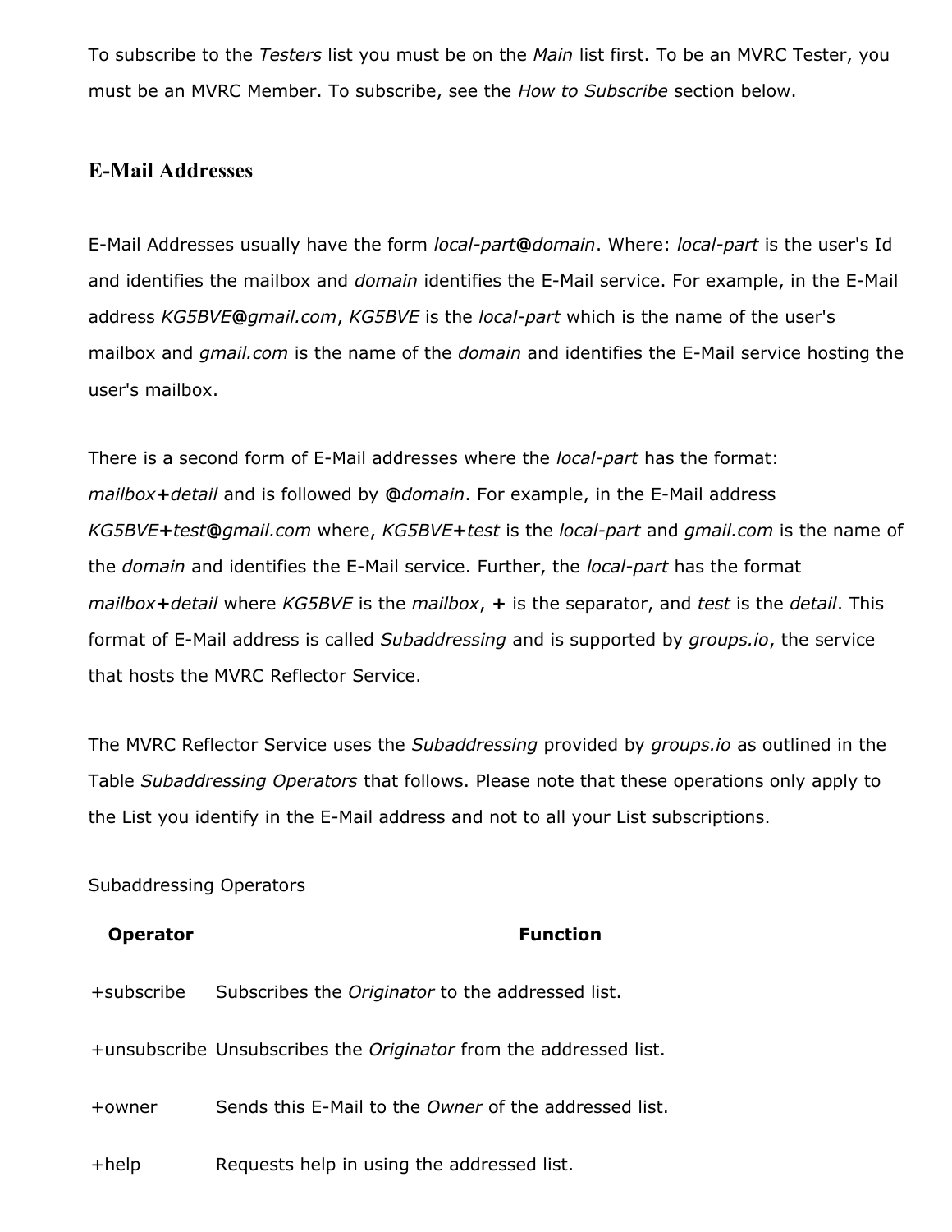To subscribe to the *Testers* list you must be on the *Main* list first. To be an MVRC Tester, you must be an MVRC Member. To subscribe, see the *How to Subscribe* section below.

## E-Mail Addresses

E-Mail Addresses usually have the form *local-part***@***domain*. Where: *local-part* is the user's Id and identifies the mailbox and *domain* identifies the E-Mail service. For example, in the E-Mail address *KG5BVE***@***gmail.com*, *KG5BVE* is the *local-part* which is the name of the user's mailbox and *gmail.com* is the name of the *domain* and identifies the E-Mail service hosting the user's mailbox.

There is a second form of E-Mail addresses where the *local-part* has the format: *mailbox***+***detail* and is followed by **@***domain*. For example, in the E-Mail address *KG5BVE***+***test***@***gmail.com* where, *KG5BVE***+***test* is the *local-part* and *gmail.com* is the name of the *domain* and identifies the E-Mail service. Further, the *local-part* has the format *mailbox***+***detail* where *KG5BVE* is the *mailbox*, **+** is the separator, and *test* is the *detail*. This format of E-Mail address is called *Subaddressing* and is supported by *groups.io*, the service that hosts the MVRC Reflector Service.

The MVRC Reflector Service uses the *Subaddressing* provided by *groups.io* as outlined in the Table *Subaddressing Operators* that follows. Please note that these operations only apply to the List you identify in the E-Mail address and not to all your List subscriptions.

Subaddressing Operators

| Operator | Function |
|---|---|
| +subscribe | Subscribes the *Originator* to the addressed list. |
| +unsubscribe | Unsubscribes the *Originator* from the addressed list. |
| +owner | Sends this E-Mail to the *Owner* of the addressed list. |
| +help | Requests help in using the addressed list. |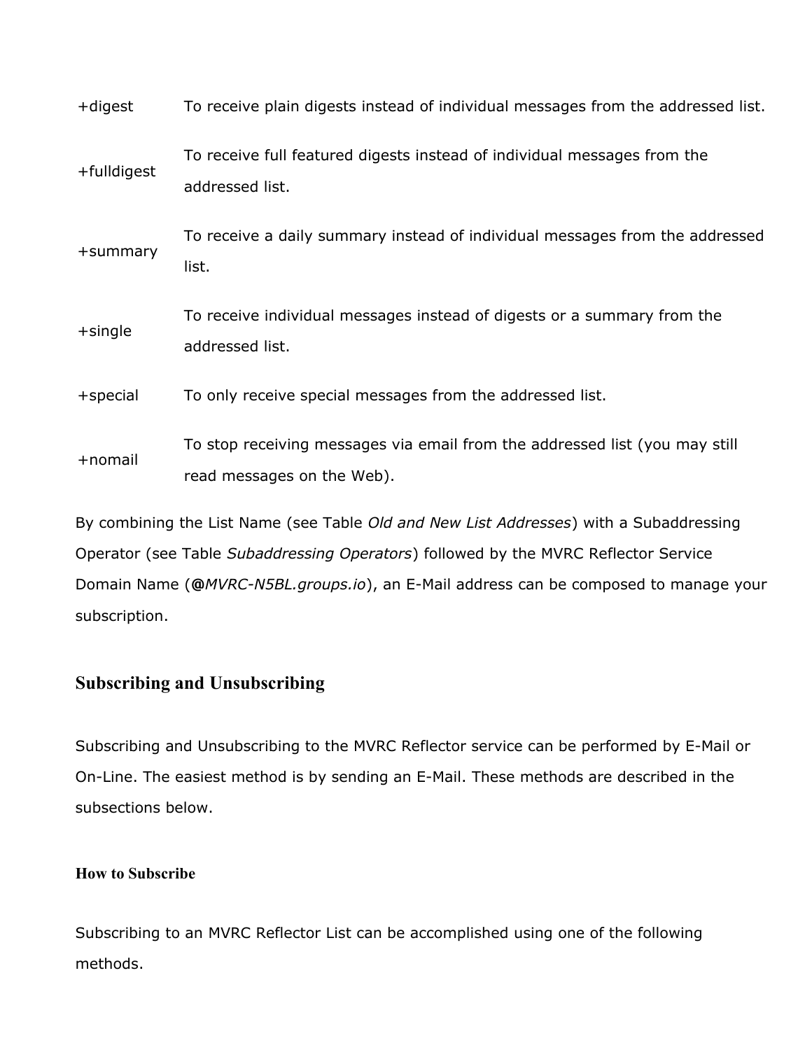| | |
|---|---|
| +digest | To receive plain digests instead of individual messages from the addressed list. |
| +fulldigest | To receive full featured digests instead of individual messages from the addressed list. |
| +summary | To receive a daily summary instead of individual messages from the addressed list. |
| +single | To receive individual messages instead of digests or a summary from the addressed list. |
| +special | To only receive special messages from the addressed list. |
| +nomail | To stop receiving messages via email from the addressed list (you may still read messages on the Web). |

By combining the List Name (see Table *Old and New List Addresses*) with a Subaddressing Operator (see Table *Subaddressing Operators*) followed by the MVRC Reflector Service Domain Name (**@***MVRC-N5BL.groups.io*), an E-Mail address can be composed to manage your subscription.

## Subscribing and Unsubscribing

Subscribing and Unsubscribing to the MVRC Reflector service can be performed by E-Mail or On-Line. The easiest method is by sending an E-Mail. These methods are described in the subsections below.

### How to Subscribe

Subscribing to an MVRC Reflector List can be accomplished using one of the following methods.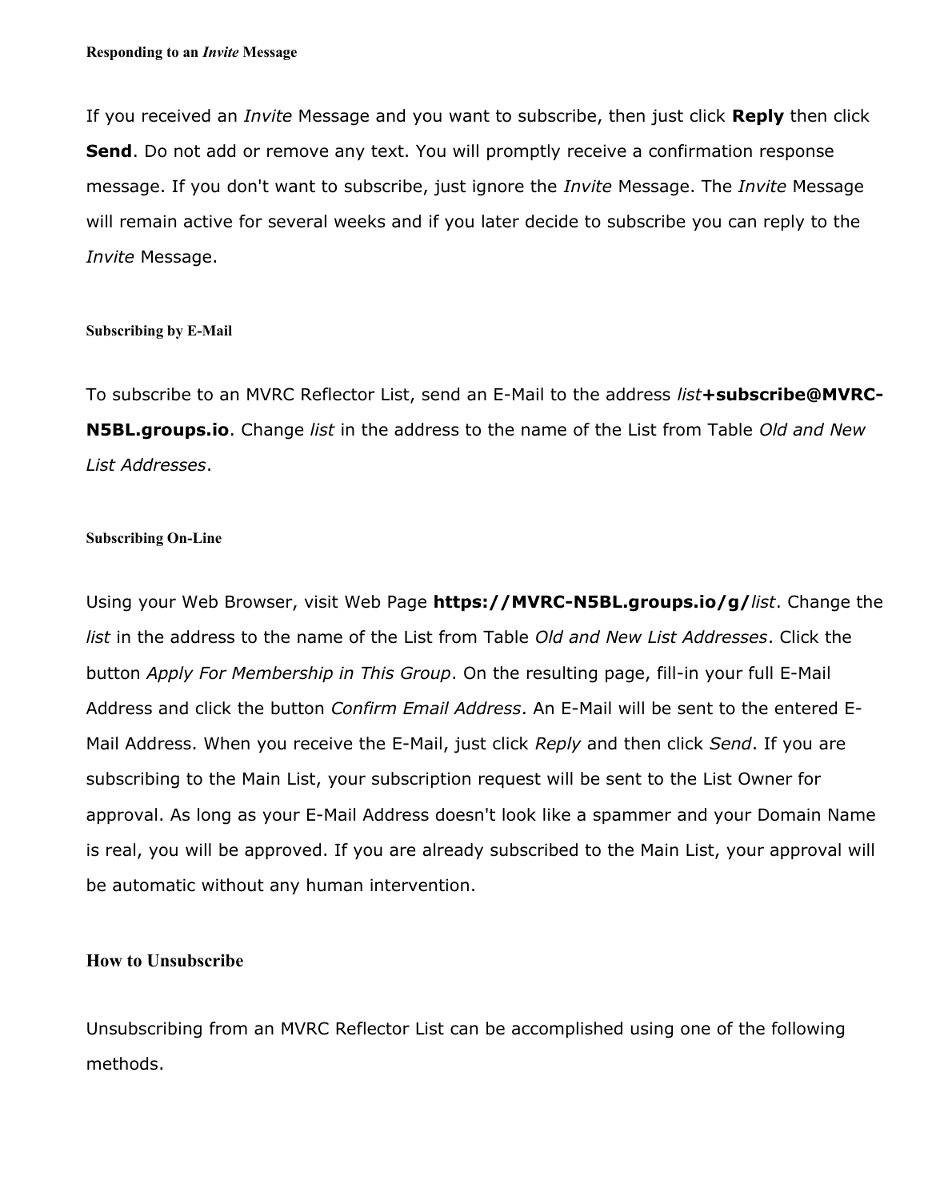#### Responding to an *Invite* Message

If you received an *Invite* Message and you want to subscribe, then just click **Reply** then click **Send**. Do not add or remove any text. You will promptly receive a confirmation response message. If you don't want to subscribe, just ignore the *Invite* Message. The *Invite* Message will remain active for several weeks and if you later decide to subscribe you can reply to the *Invite* Message.

#### Subscribing by E-Mail

To subscribe to an MVRC Reflector List, send an E-Mail to the address *list***+subscribe@MVRC-N5BL.groups.io**. Change *list* in the address to the name of the List from Table *Old and New List Addresses*.

#### Subscribing On-Line

Using your Web Browser, visit Web Page **https://MVRC-N5BL.groups.io/g/***list*. Change the *list* in the address to the name of the List from Table *Old and New List Addresses*. Click the button *Apply For Membership in This Group*. On the resulting page, fill-in your full E-Mail Address and click the button *Confirm Email Address*. An E-Mail will be sent to the entered E-Mail Address. When you receive the E-Mail, just click *Reply* and then click *Send*. If you are subscribing to the Main List, your subscription request will be sent to the List Owner for approval. As long as your E-Mail Address doesn't look like a spammer and your Domain Name is real, you will be approved. If you are already subscribed to the Main List, your approval will be automatic without any human intervention.

### How to Unsubscribe

Unsubscribing from an MVRC Reflector List can be accomplished using one of the following methods.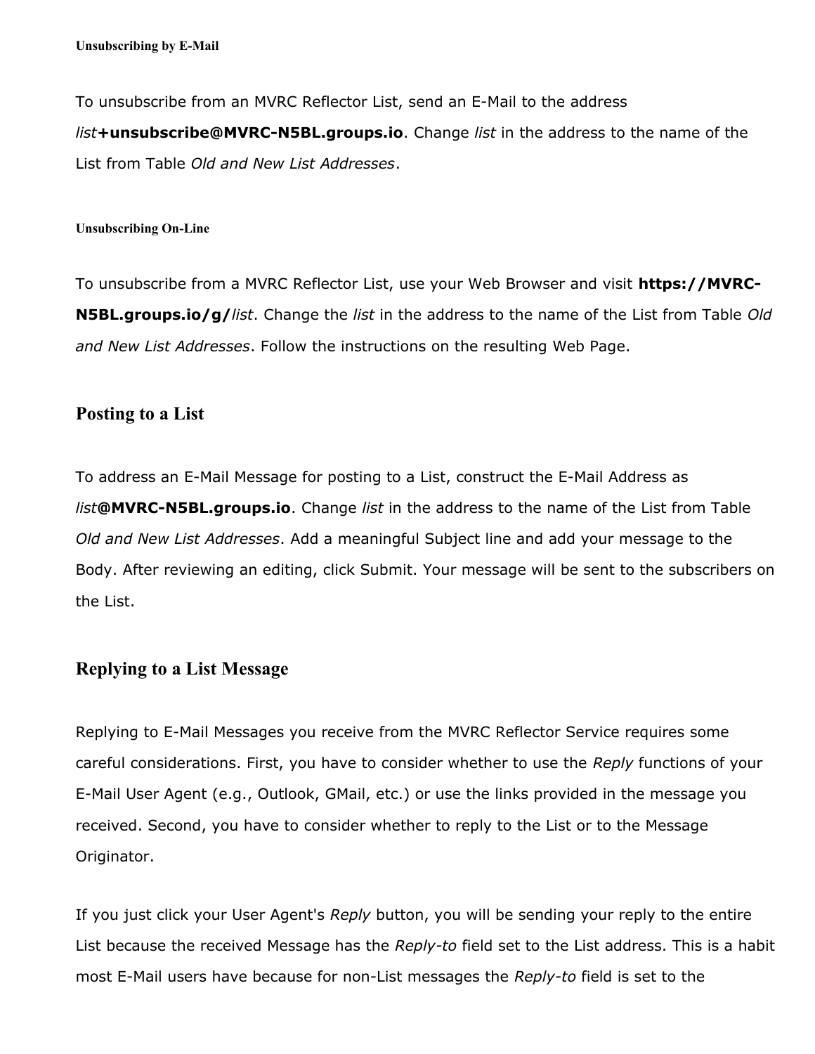#### Unsubscribing by E-Mail

To unsubscribe from an MVRC Reflector List, send an E-Mail to the address *list***+unsubscribe@MVRC-N5BL.groups.io**. Change *list* in the address to the name of the List from Table *Old and New List Addresses*.

#### Unsubscribing On-Line

To unsubscribe from a MVRC Reflector List, use your Web Browser and visit **https://MVRC-N5BL.groups.io/g/***list*. Change the *list* in the address to the name of the List from Table *Old and New List Addresses*. Follow the instructions on the resulting Web Page.

### Posting to a List

To address an E-Mail Message for posting to a List, construct the E-Mail Address as *list***@MVRC-N5BL.groups.io**. Change *list* in the address to the name of the List from Table *Old and New List Addresses*. Add a meaningful Subject line and add your message to the Body. After reviewing an editing, click Submit. Your message will be sent to the subscribers on the List.

### Replying to a List Message

Replying to E-Mail Messages you receive from the MVRC Reflector Service requires some careful considerations. First, you have to consider whether to use the *Reply* functions of your E-Mail User Agent (e.g., Outlook, GMail, etc.) or use the links provided in the message you received. Second, you have to consider whether to reply to the List or to the Message Originator.

If you just click your User Agent's *Reply* button, you will be sending your reply to the entire List because the received Message has the *Reply-to* field set to the List address. This is a habit most E-Mail users have because for non-List messages the *Reply-to* field is set to the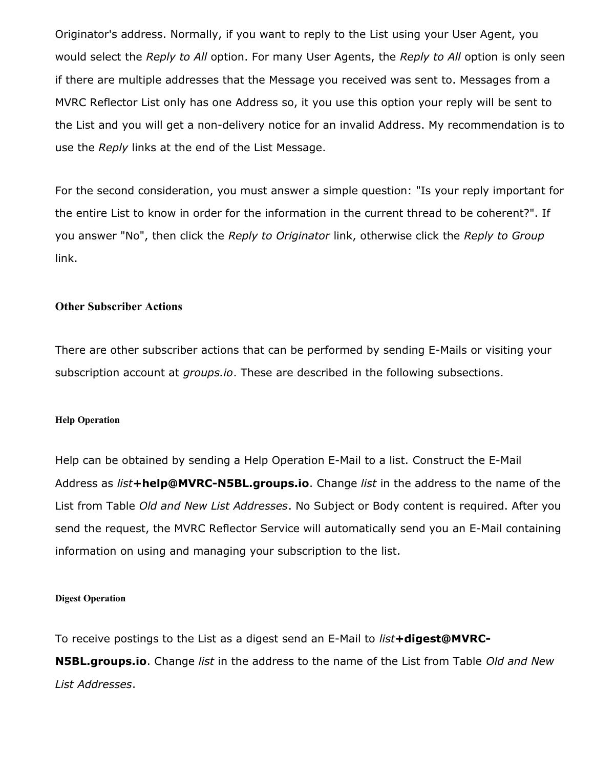Originator's address. Normally, if you want to reply to the List using your User Agent, you would select the *Reply to All* option. For many User Agents, the *Reply to All* option is only seen if there are multiple addresses that the Message you received was sent to. Messages from a MVRC Reflector List only has one Address so, it you use this option your reply will be sent to the List and you will get a non-delivery notice for an invalid Address. My recommendation is to use the *Reply* links at the end of the List Message.

For the second consideration, you must answer a simple question: "Is your reply important for the entire List to know in order for the information in the current thread to be coherent?". If you answer "No", then click the *Reply to Originator* link, otherwise click the *Reply to Group* link.

### Other Subscriber Actions

There are other subscriber actions that can be performed by sending E-Mails or visiting your subscription account at *groups.io*. These are described in the following subsections.

#### Help Operation

Help can be obtained by sending a Help Operation E-Mail to a list. Construct the E-Mail Address as *list***+help@MVRC-N5BL.groups.io**. Change *list* in the address to the name of the List from Table *Old and New List Addresses*. No Subject or Body content is required. After you send the request, the MVRC Reflector Service will automatically send you an E-Mail containing information on using and managing your subscription to the list.

#### Digest Operation

To receive postings to the List as a digest send an E-Mail to *list***+digest@MVRC-N5BL.groups.io**. Change *list* in the address to the name of the List from Table *Old and New List Addresses*.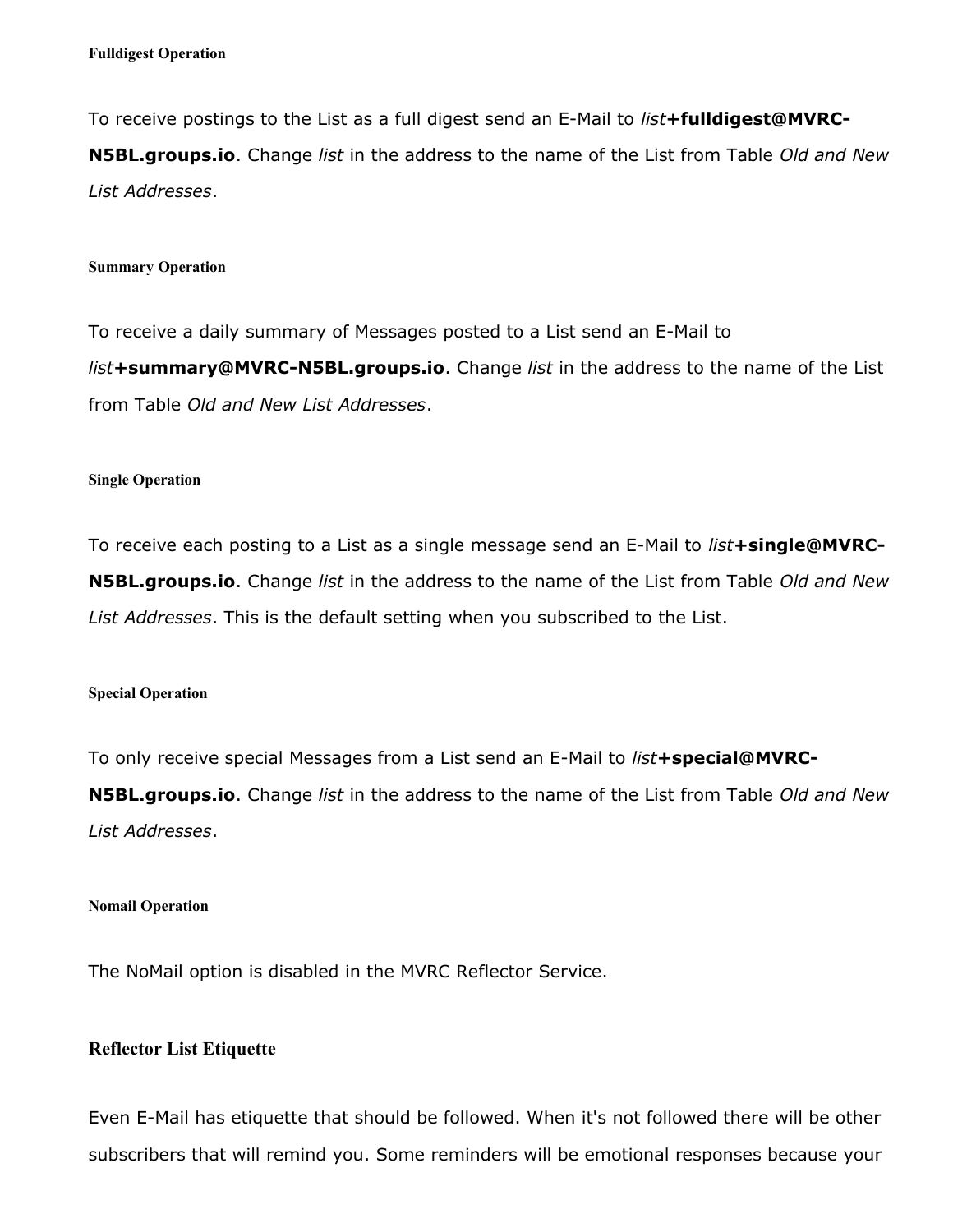#### Fulldigest Operation

To receive postings to the List as a full digest send an E-Mail to *list***+fulldigest@MVRC-N5BL.groups.io**. Change *list* in the address to the name of the List from Table *Old and New List Addresses*.

#### Summary Operation

To receive a daily summary of Messages posted to a List send an E-Mail to *list***+summary@MVRC-N5BL.groups.io**. Change *list* in the address to the name of the List from Table *Old and New List Addresses*.

#### Single Operation

To receive each posting to a List as a single message send an E-Mail to *list***+single@MVRC-N5BL.groups.io**. Change *list* in the address to the name of the List from Table *Old and New List Addresses*. This is the default setting when you subscribed to the List.

#### Special Operation

To only receive special Messages from a List send an E-Mail to *list***+special@MVRC-N5BL.groups.io**. Change *list* in the address to the name of the List from Table *Old and New List Addresses*.

#### Nomail Operation

The NoMail option is disabled in the MVRC Reflector Service.

### Reflector List Etiquette

Even E-Mail has etiquette that should be followed. When it's not followed there will be other subscribers that will remind you. Some reminders will be emotional responses because your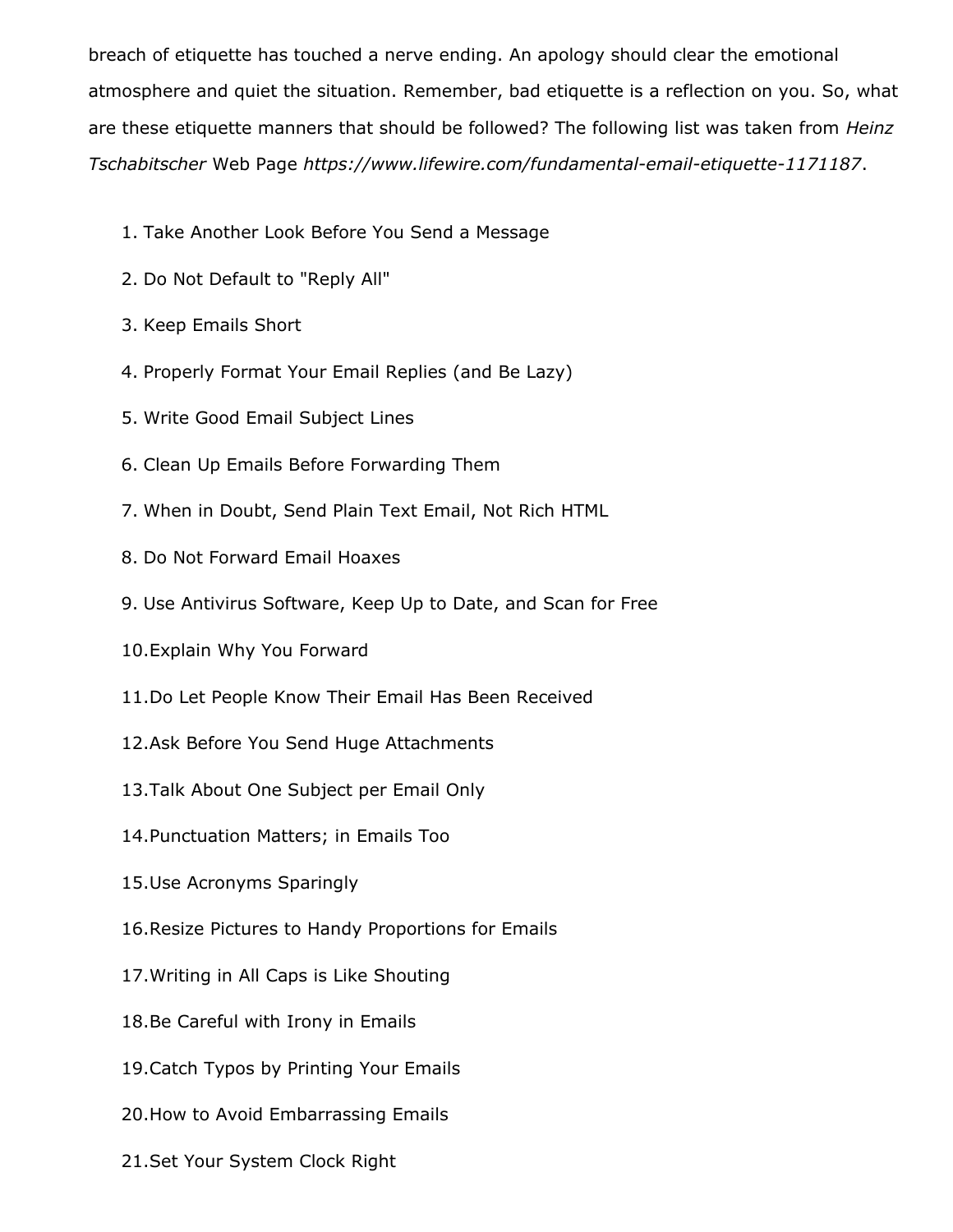breach of etiquette has touched a nerve ending. An apology should clear the emotional atmosphere and quiet the situation. Remember, bad etiquette is a reflection on you. So, what are these etiquette manners that should be followed? The following list was taken from *Heinz Tschabitscher* Web Page *https://www.lifewire.com/fundamental-email-etiquette-1171187*.

1. Take Another Look Before You Send a Message
2. Do Not Default to "Reply All"
3. Keep Emails Short
4. Properly Format Your Email Replies (and Be Lazy)
5. Write Good Email Subject Lines
6. Clean Up Emails Before Forwarding Them
7. When in Doubt, Send Plain Text Email, Not Rich HTML
8. Do Not Forward Email Hoaxes
9. Use Antivirus Software, Keep Up to Date, and Scan for Free
10. Explain Why You Forward
11. Do Let People Know Their Email Has Been Received
12. Ask Before You Send Huge Attachments
13. Talk About One Subject per Email Only
14. Punctuation Matters; in Emails Too
15. Use Acronyms Sparingly
16. Resize Pictures to Handy Proportions for Emails
17. Writing in All Caps is Like Shouting
18. Be Careful with Irony in Emails
19. Catch Typos by Printing Your Emails
20. How to Avoid Embarrassing Emails
21. Set Your System Clock Right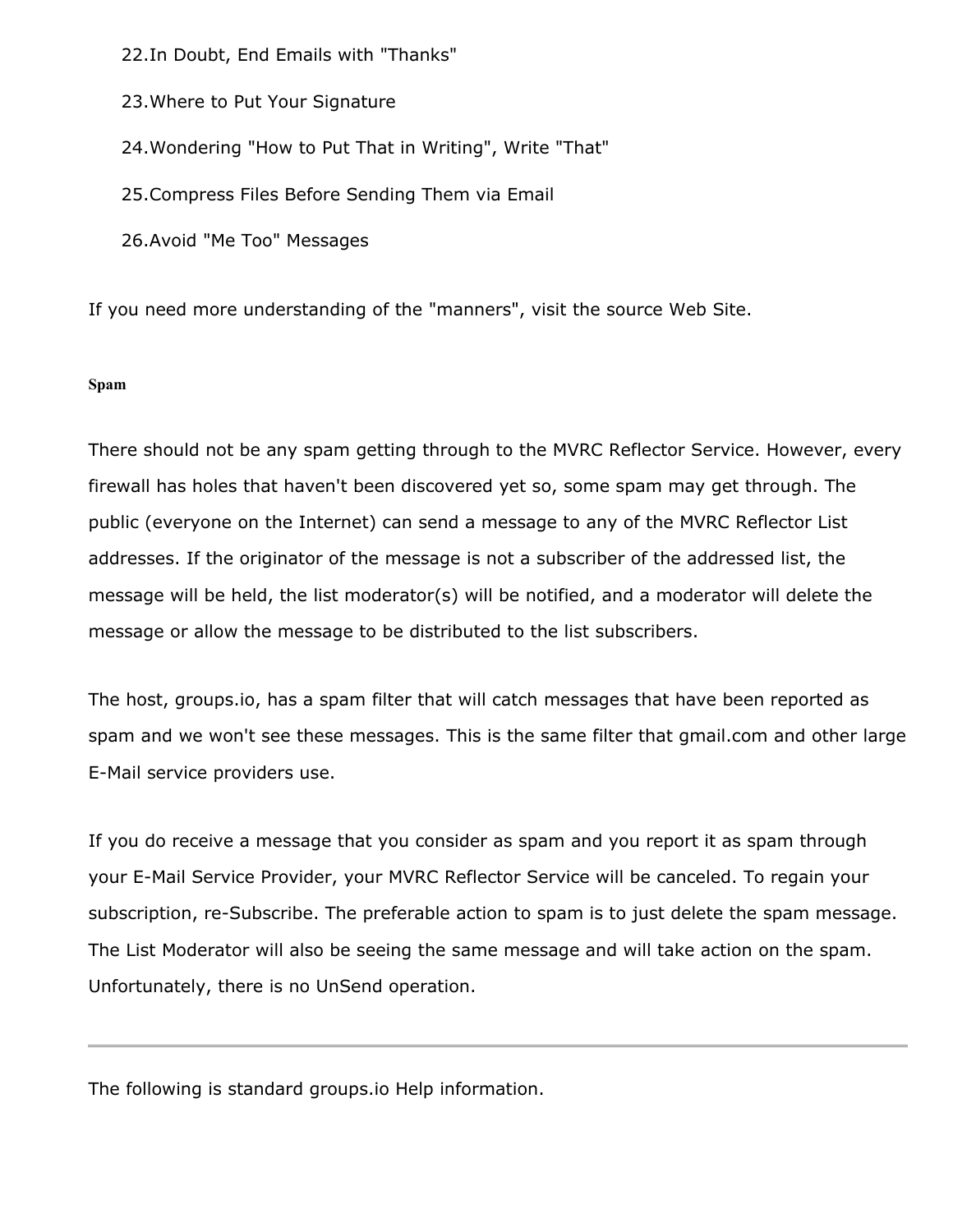22. In Doubt, End Emails with "Thanks"
23. Where to Put Your Signature
24. Wondering "How to Put That in Writing", Write "That"
25. Compress Files Before Sending Them via Email
26. Avoid "Me Too" Messages

If you need more understanding of the "manners", visit the source Web Site.

### Spam

There should not be any spam getting through to the MVRC Reflector Service. However, every firewall has holes that haven't been discovered yet so, some spam may get through. The public (everyone on the Internet) can send a message to any of the MVRC Reflector List addresses. If the originator of the message is not a subscriber of the addressed list, the message will be held, the list moderator(s) will be notified, and a moderator will delete the message or allow the message to be distributed to the list subscribers.

The host, groups.io, has a spam filter that will catch messages that have been reported as spam and we won't see these messages. This is the same filter that gmail.com and other large E-Mail service providers use.

If you do receive a message that you consider as spam and you report it as spam through your E-Mail Service Provider, your MVRC Reflector Service will be canceled. To regain your subscription, re-Subscribe. The preferable action to spam is to just delete the spam message. The List Moderator will also be seeing the same message and will take action on the spam. Unfortunately, there is no UnSend operation.

---

The following is standard groups.io Help information.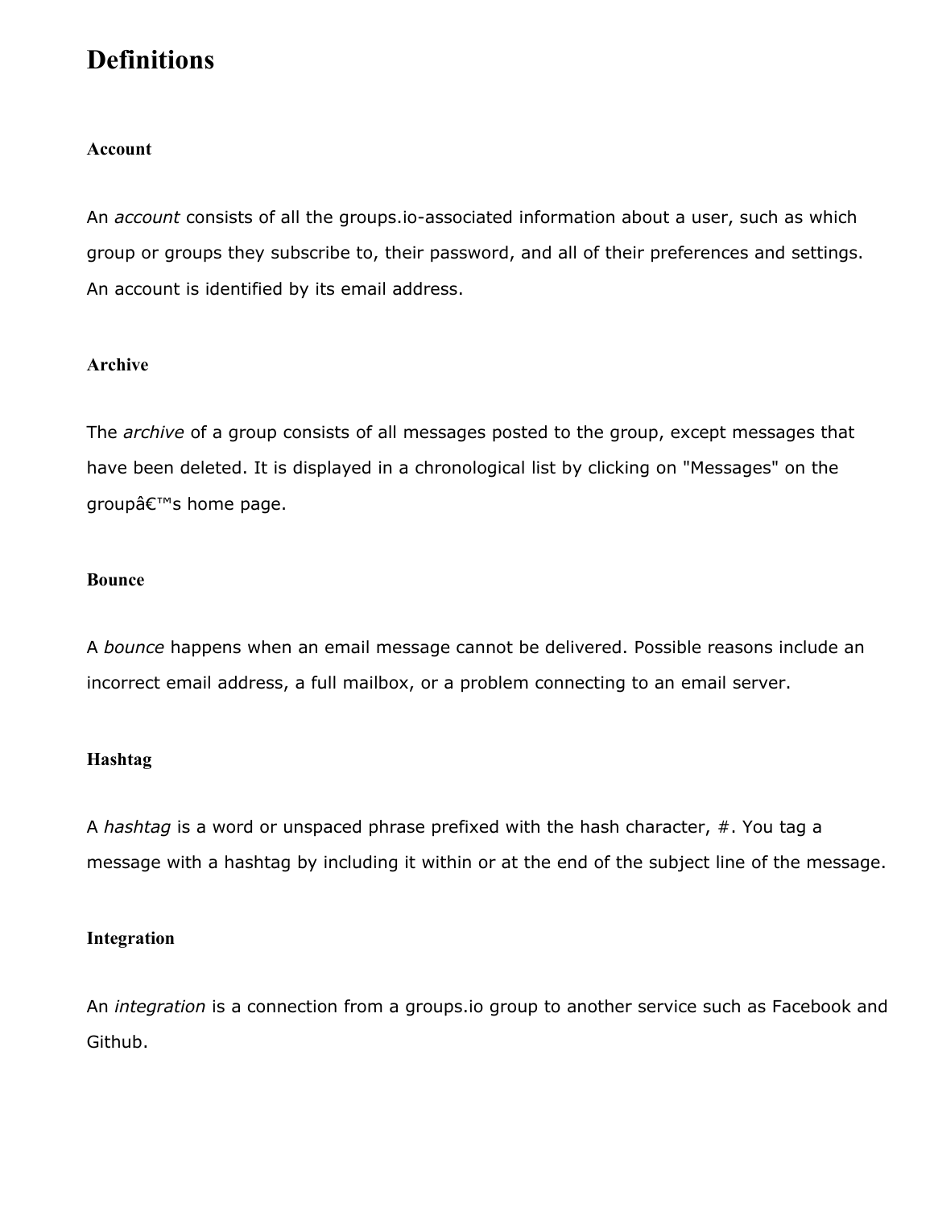# Definitions

### Account

An *account* consists of all the groups.io-associated information about a user, such as which group or groups they subscribe to, their password, and all of their preferences and settings. An account is identified by its email address.

### Archive

The *archive* of a group consists of all messages posted to the group, except messages that have been deleted. It is displayed in a chronological list by clicking on "Messages" on the groupâ€™s home page.

### Bounce

A *bounce* happens when an email message cannot be delivered. Possible reasons include an incorrect email address, a full mailbox, or a problem connecting to an email server.

### Hashtag

A *hashtag* is a word or unspaced phrase prefixed with the hash character, #. You tag a message with a hashtag by including it within or at the end of the subject line of the message.

### Integration

An *integration* is a connection from a groups.io group to another service such as Facebook and Github.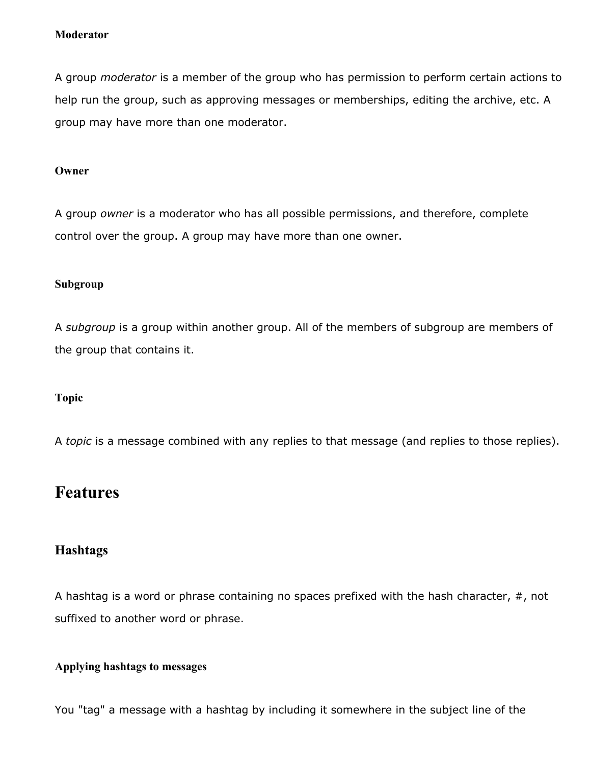#### Moderator

A group *moderator* is a member of the group who has permission to perform certain actions to help run the group, such as approving messages or memberships, editing the archive, etc. A group may have more than one moderator.

#### Owner

A group *owner* is a moderator who has all possible permissions, and therefore, complete control over the group. A group may have more than one owner.

#### Subgroup

A *subgroup* is a group within another group. All of the members of subgroup are members of the group that contains it.

#### Topic

A *topic* is a message combined with any replies to that message (and replies to those replies).

## Features

### Hashtags

A hashtag is a word or phrase containing no spaces prefixed with the hash character, #, not suffixed to another word or phrase.

#### Applying hashtags to messages

You "tag" a message with a hashtag by including it somewhere in the subject line of the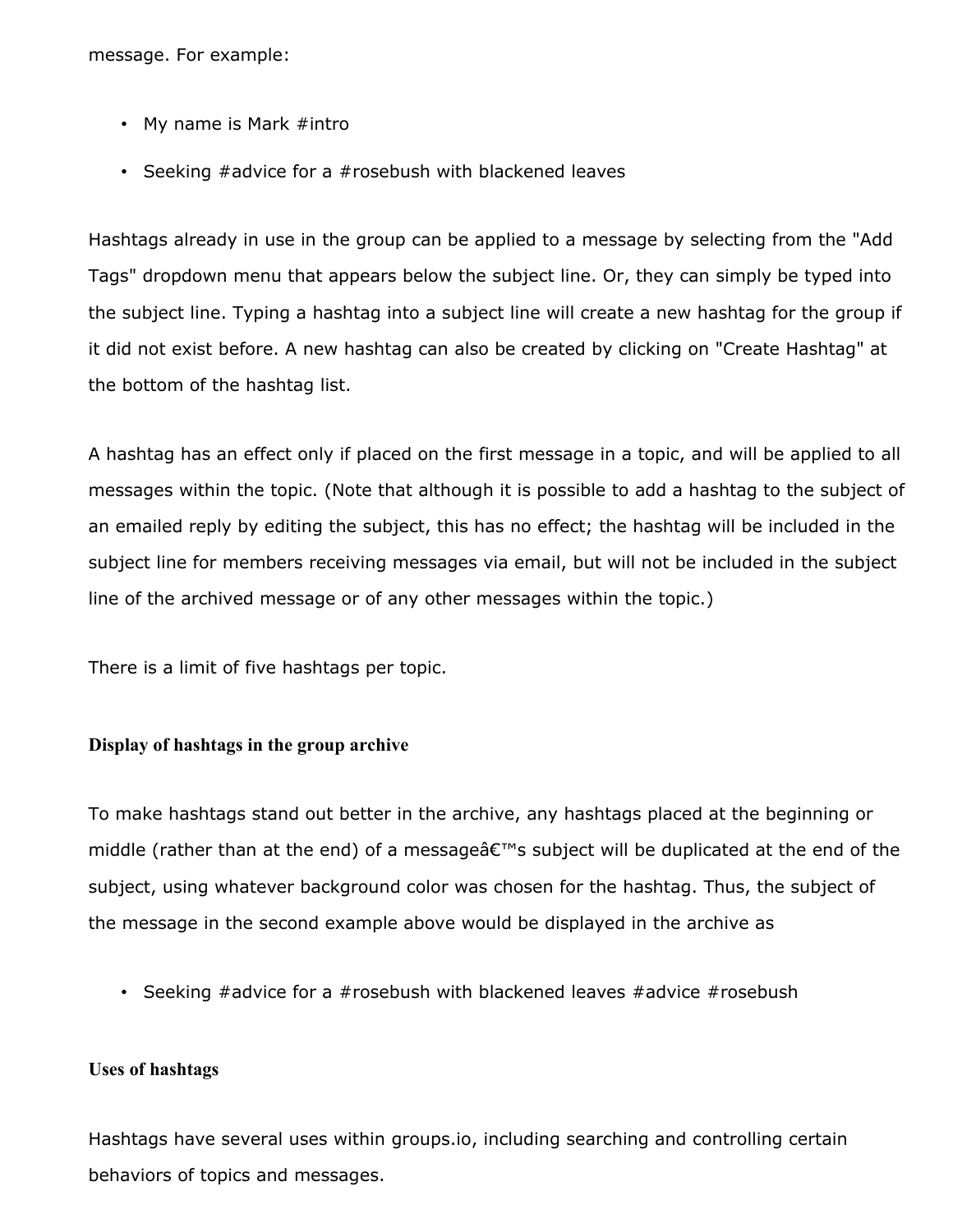message. For example:

- My name is Mark #intro
- Seeking #advice for a #rosebush with blackened leaves

Hashtags already in use in the group can be applied to a message by selecting from the "Add Tags" dropdown menu that appears below the subject line. Or, they can simply be typed into the subject line. Typing a hashtag into a subject line will create a new hashtag for the group if it did not exist before. A new hashtag can also be created by clicking on "Create Hashtag" at the bottom of the hashtag list.

A hashtag has an effect only if placed on the first message in a topic, and will be applied to all messages within the topic. (Note that although it is possible to add a hashtag to the subject of an emailed reply by editing the subject, this has no effect; the hashtag will be included in the subject line for members receiving messages via email, but will not be included in the subject line of the archived message or of any other messages within the topic.)

There is a limit of five hashtags per topic.

### Display of hashtags in the group archive

To make hashtags stand out better in the archive, any hashtags placed at the beginning or middle (rather than at the end) of a messageâ€™s subject will be duplicated at the end of the subject, using whatever background color was chosen for the hashtag. Thus, the subject of the message in the second example above would be displayed in the archive as

- Seeking #advice for a #rosebush with blackened leaves #advice #rosebush

### Uses of hashtags

Hashtags have several uses within groups.io, including searching and controlling certain behaviors of topics and messages.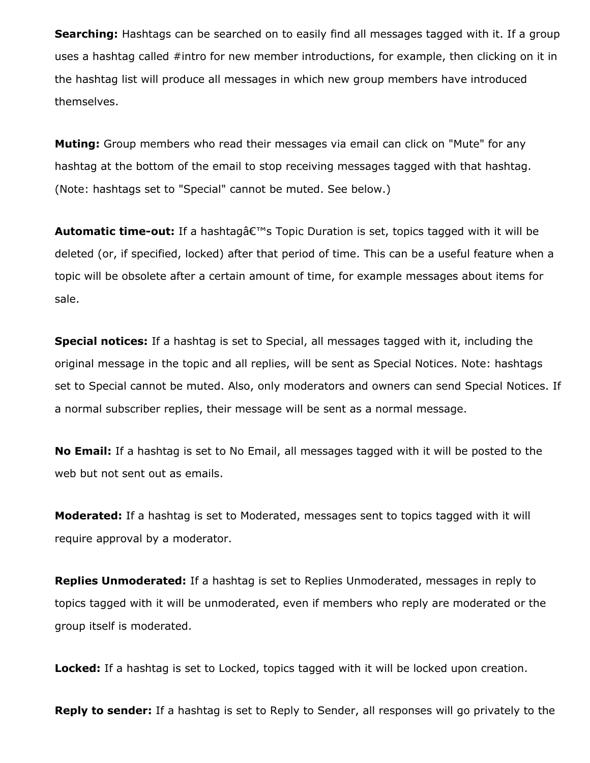**Searching:** Hashtags can be searched on to easily find all messages tagged with it. If a group uses a hashtag called #intro for new member introductions, for example, then clicking on it in the hashtag list will produce all messages in which new group members have introduced themselves.

**Muting:** Group members who read their messages via email can click on "Mute" for any hashtag at the bottom of the email to stop receiving messages tagged with that hashtag. (Note: hashtags set to "Special" cannot be muted. See below.)

**Automatic time-out:** If a hashtagâ€™s Topic Duration is set, topics tagged with it will be deleted (or, if specified, locked) after that period of time. This can be a useful feature when a topic will be obsolete after a certain amount of time, for example messages about items for sale.

**Special notices:** If a hashtag is set to Special, all messages tagged with it, including the original message in the topic and all replies, will be sent as Special Notices. Note: hashtags set to Special cannot be muted. Also, only moderators and owners can send Special Notices. If a normal subscriber replies, their message will be sent as a normal message.

**No Email:** If a hashtag is set to No Email, all messages tagged with it will be posted to the web but not sent out as emails.

**Moderated:** If a hashtag is set to Moderated, messages sent to topics tagged with it will require approval by a moderator.

**Replies Unmoderated:** If a hashtag is set to Replies Unmoderated, messages in reply to topics tagged with it will be unmoderated, even if members who reply are moderated or the group itself is moderated.

**Locked:** If a hashtag is set to Locked, topics tagged with it will be locked upon creation.

**Reply to sender:** If a hashtag is set to Reply to Sender, all responses will go privately to the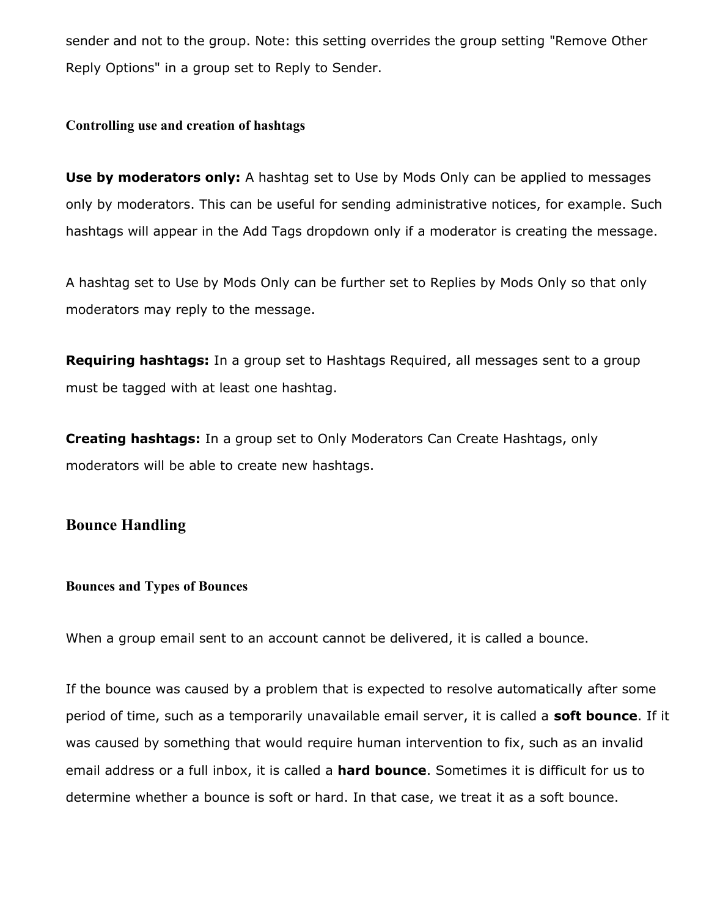sender and not to the group. Note: this setting overrides the group setting "Remove Other Reply Options" in a group set to Reply to Sender.

### Controlling use and creation of hashtags

**Use by moderators only:** A hashtag set to Use by Mods Only can be applied to messages only by moderators. This can be useful for sending administrative notices, for example. Such hashtags will appear in the Add Tags dropdown only if a moderator is creating the message.

A hashtag set to Use by Mods Only can be further set to Replies by Mods Only so that only moderators may reply to the message.

**Requiring hashtags:** In a group set to Hashtags Required, all messages sent to a group must be tagged with at least one hashtag.

**Creating hashtags:** In a group set to Only Moderators Can Create Hashtags, only moderators will be able to create new hashtags.

## Bounce Handling

### Bounces and Types of Bounces

When a group email sent to an account cannot be delivered, it is called a bounce.

If the bounce was caused by a problem that is expected to resolve automatically after some period of time, such as a temporarily unavailable email server, it is called a **soft bounce**. If it was caused by something that would require human intervention to fix, such as an invalid email address or a full inbox, it is called a **hard bounce**. Sometimes it is difficult for us to determine whether a bounce is soft or hard. In that case, we treat it as a soft bounce.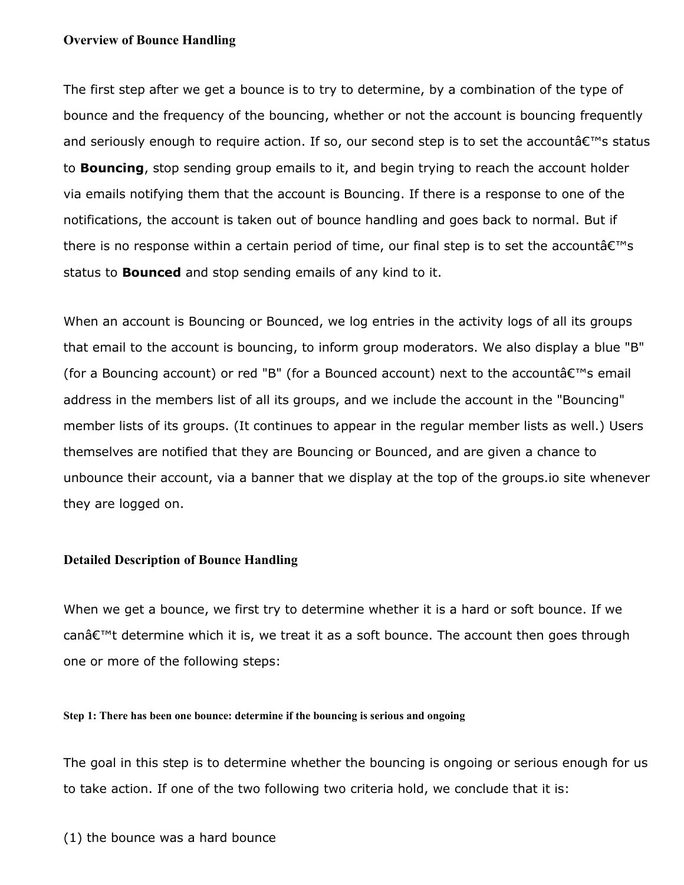## Overview of Bounce Handling

The first step after we get a bounce is to try to determine, by a combination of the type of bounce and the frequency of the bouncing, whether or not the account is bouncing frequently and seriously enough to require action. If so, our second step is to set the accountâ€™s status to **Bouncing**, stop sending group emails to it, and begin trying to reach the account holder via emails notifying them that the account is Bouncing. If there is a response to one of the notifications, the account is taken out of bounce handling and goes back to normal. But if there is no response within a certain period of time, our final step is to set the accountâ€™s status to **Bounced** and stop sending emails of any kind to it.

When an account is Bouncing or Bounced, we log entries in the activity logs of all its groups that email to the account is bouncing, to inform group moderators. We also display a blue "B" (for a Bouncing account) or red "B" (for a Bounced account) next to the accountâ€™s email address in the members list of all its groups, and we include the account in the "Bouncing" member lists of its groups. (It continues to appear in the regular member lists as well.) Users themselves are notified that they are Bouncing or Bounced, and are given a chance to unbounce their account, via a banner that we display at the top of the groups.io site whenever they are logged on.

## Detailed Description of Bounce Handling

When we get a bounce, we first try to determine whether it is a hard or soft bounce. If we canâ€™t determine which it is, we treat it as a soft bounce. The account then goes through one or more of the following steps:

### Step 1: There has been one bounce: determine if the bouncing is serious and ongoing

The goal in this step is to determine whether the bouncing is ongoing or serious enough for us to take action. If one of the two following two criteria hold, we conclude that it is:

(1) the bounce was a hard bounce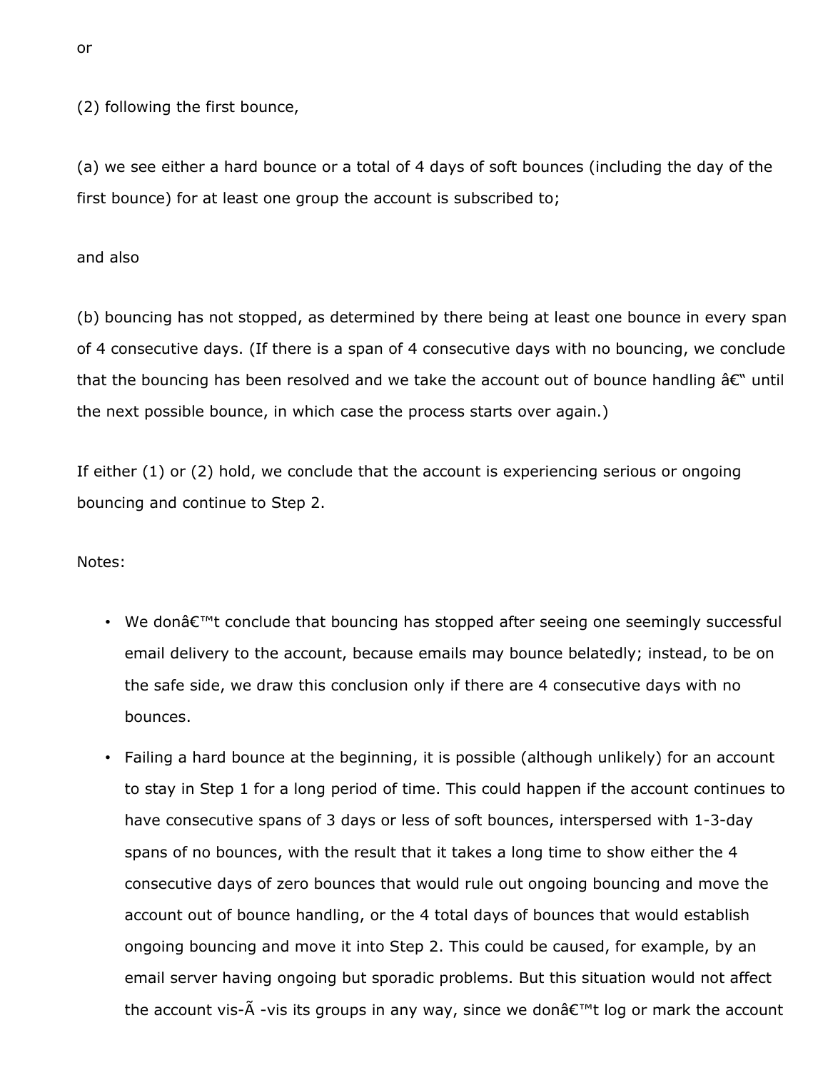or

(2) following the first bounce,

(a) we see either a hard bounce or a total of 4 days of soft bounces (including the day of the first bounce) for at least one group the account is subscribed to;

and also

(b) bouncing has not stopped, as determined by there being at least one bounce in every span of 4 consecutive days. (If there is a span of 4 consecutive days with no bouncing, we conclude that the bouncing has been resolved and we take the account out of bounce handling â€" until the next possible bounce, in which case the process starts over again.)

If either (1) or (2) hold, we conclude that the account is experiencing serious or ongoing bouncing and continue to Step 2.

Notes:

- We donâ€™t conclude that bouncing has stopped after seeing one seemingly successful email delivery to the account, because emails may bounce belatedly; instead, to be on the safe side, we draw this conclusion only if there are 4 consecutive days with no bounces.
- Failing a hard bounce at the beginning, it is possible (although unlikely) for an account to stay in Step 1 for a long period of time. This could happen if the account continues to have consecutive spans of 3 days or less of soft bounces, interspersed with 1-3-day spans of no bounces, with the result that it takes a long time to show either the 4 consecutive days of zero bounces that would rule out ongoing bouncing and move the account out of bounce handling, or the 4 total days of bounces that would establish ongoing bouncing and move it into Step 2. This could be caused, for example, by an email server having ongoing but sporadic problems. But this situation would not affect the account vis-Ã -vis its groups in any way, since we donâ€™t log or mark the account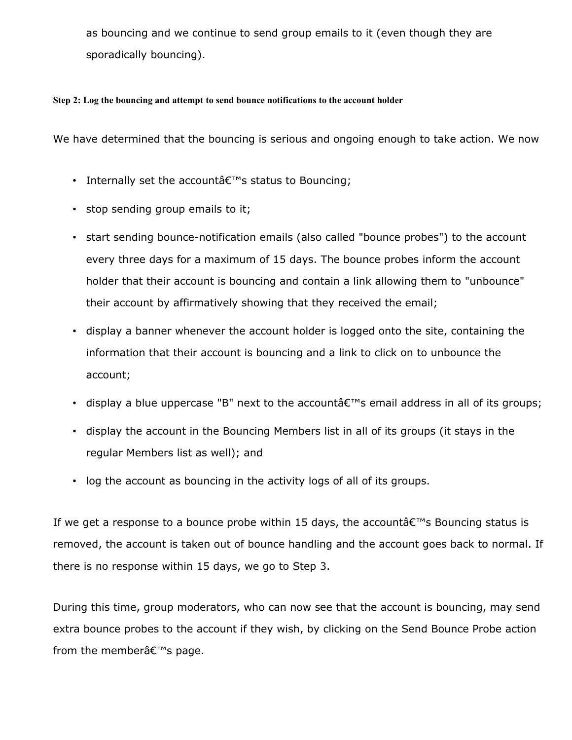as bouncing and we continue to send group emails to it (even though they are sporadically bouncing).

**Step 2: Log the bouncing and attempt to send bounce notifications to the account holder**

We have determined that the bouncing is serious and ongoing enough to take action. We now

- Internally set the accountâ€™s status to Bouncing;
- stop sending group emails to it;
- start sending bounce-notification emails (also called "bounce probes") to the account every three days for a maximum of 15 days. The bounce probes inform the account holder that their account is bouncing and contain a link allowing them to "unbounce" their account by affirmatively showing that they received the email;
- display a banner whenever the account holder is logged onto the site, containing the information that their account is bouncing and a link to click on to unbounce the account;
- display a blue uppercase "B" next to the accountâ€™s email address in all of its groups;
- display the account in the Bouncing Members list in all of its groups (it stays in the regular Members list as well); and
- log the account as bouncing in the activity logs of all of its groups.

If we get a response to a bounce probe within 15 days, the accountâ€™s Bouncing status is removed, the account is taken out of bounce handling and the account goes back to normal. If there is no response within 15 days, we go to Step 3.

During this time, group moderators, who can now see that the account is bouncing, may send extra bounce probes to the account if they wish, by clicking on the Send Bounce Probe action from the memberâ€™s page.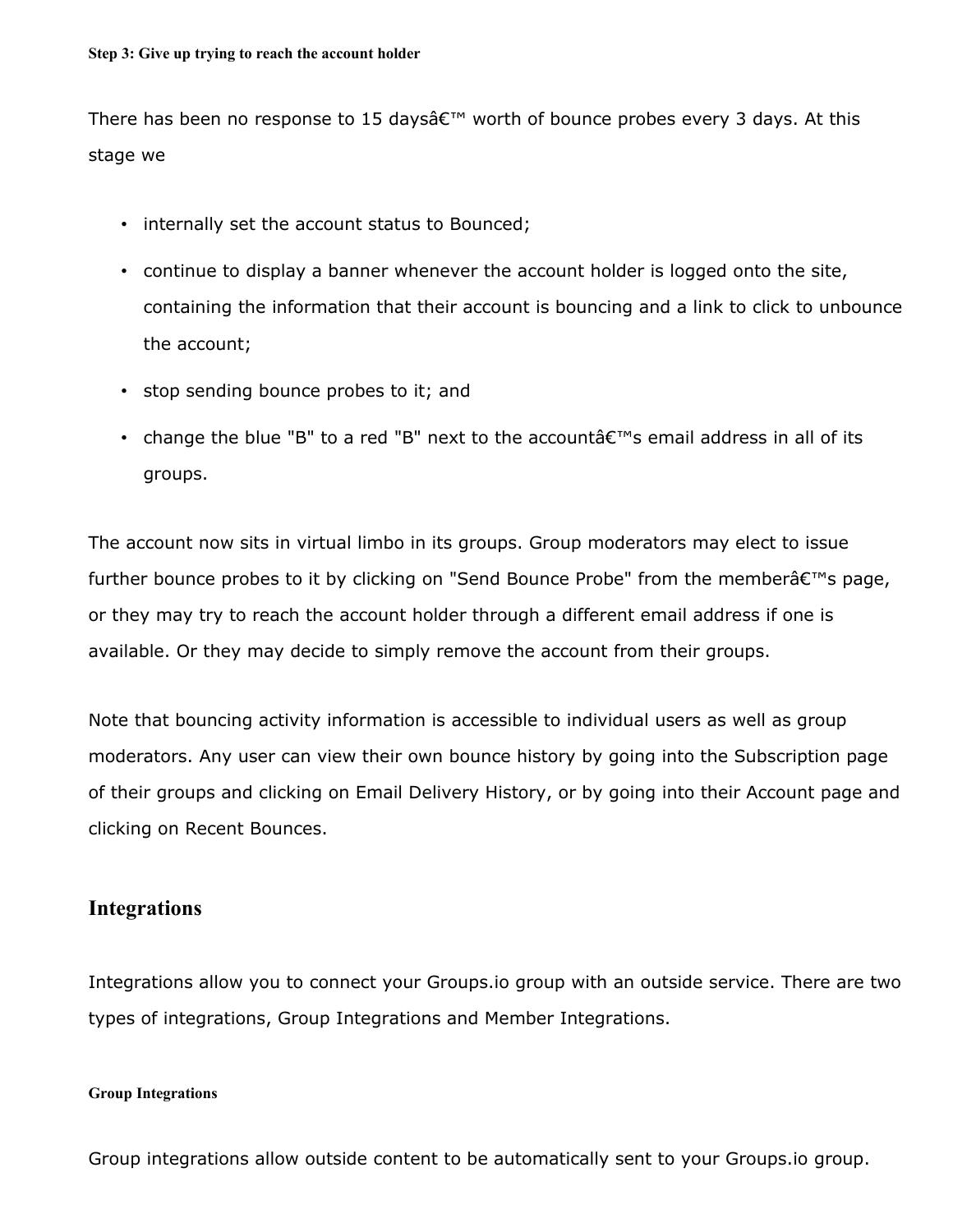#### Step 3: Give up trying to reach the account holder

There has been no response to 15 daysâ€™ worth of bounce probes every 3 days. At this stage we

- internally set the account status to Bounced;
- continue to display a banner whenever the account holder is logged onto the site, containing the information that their account is bouncing and a link to click to unbounce the account;
- stop sending bounce probes to it; and
- change the blue "B" to a red "B" next to the accountâ€™s email address in all of its groups.

The account now sits in virtual limbo in its groups. Group moderators may elect to issue further bounce probes to it by clicking on "Send Bounce Probe" from the memberâ€™s page, or they may try to reach the account holder through a different email address if one is available. Or they may decide to simply remove the account from their groups.

Note that bouncing activity information is accessible to individual users as well as group moderators. Any user can view their own bounce history by going into the Subscription page of their groups and clicking on Email Delivery History, or by going into their Account page and clicking on Recent Bounces.

## Integrations

Integrations allow you to connect your Groups.io group with an outside service. There are two types of integrations, Group Integrations and Member Integrations.

#### Group Integrations

Group integrations allow outside content to be automatically sent to your Groups.io group.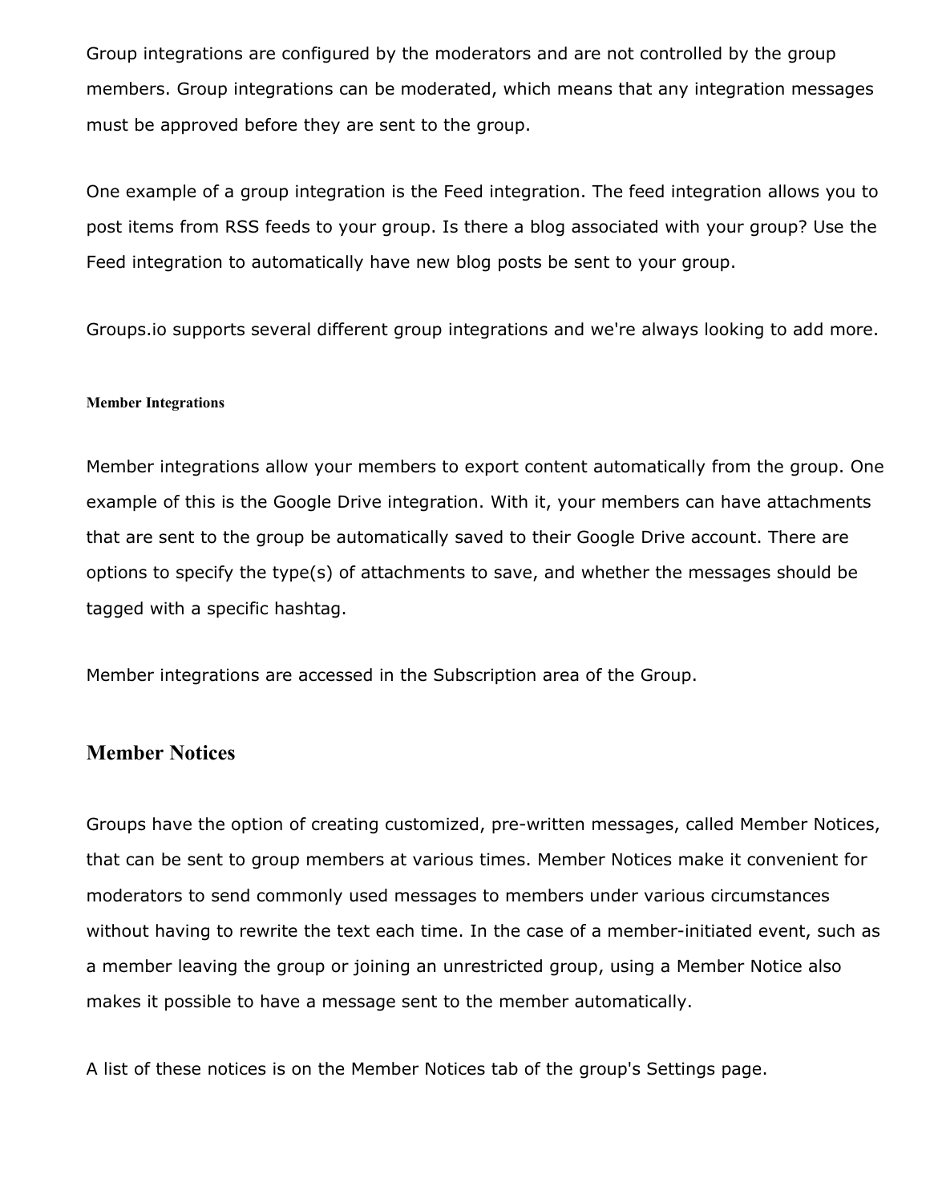Group integrations are configured by the moderators and are not controlled by the group members. Group integrations can be moderated, which means that any integration messages must be approved before they are sent to the group.

One example of a group integration is the Feed integration. The feed integration allows you to post items from RSS feeds to your group. Is there a blog associated with your group? Use the Feed integration to automatically have new blog posts be sent to your group.

Groups.io supports several different group integrations and we're always looking to add more.

#### Member Integrations

Member integrations allow your members to export content automatically from the group. One example of this is the Google Drive integration. With it, your members can have attachments that are sent to the group be automatically saved to their Google Drive account. There are options to specify the type(s) of attachments to save, and whether the messages should be tagged with a specific hashtag.

Member integrations are accessed in the Subscription area of the Group.

## Member Notices

Groups have the option of creating customized, pre-written messages, called Member Notices, that can be sent to group members at various times. Member Notices make it convenient for moderators to send commonly used messages to members under various circumstances without having to rewrite the text each time. In the case of a member-initiated event, such as a member leaving the group or joining an unrestricted group, using a Member Notice also makes it possible to have a message sent to the member automatically.

A list of these notices is on the Member Notices tab of the group's Settings page.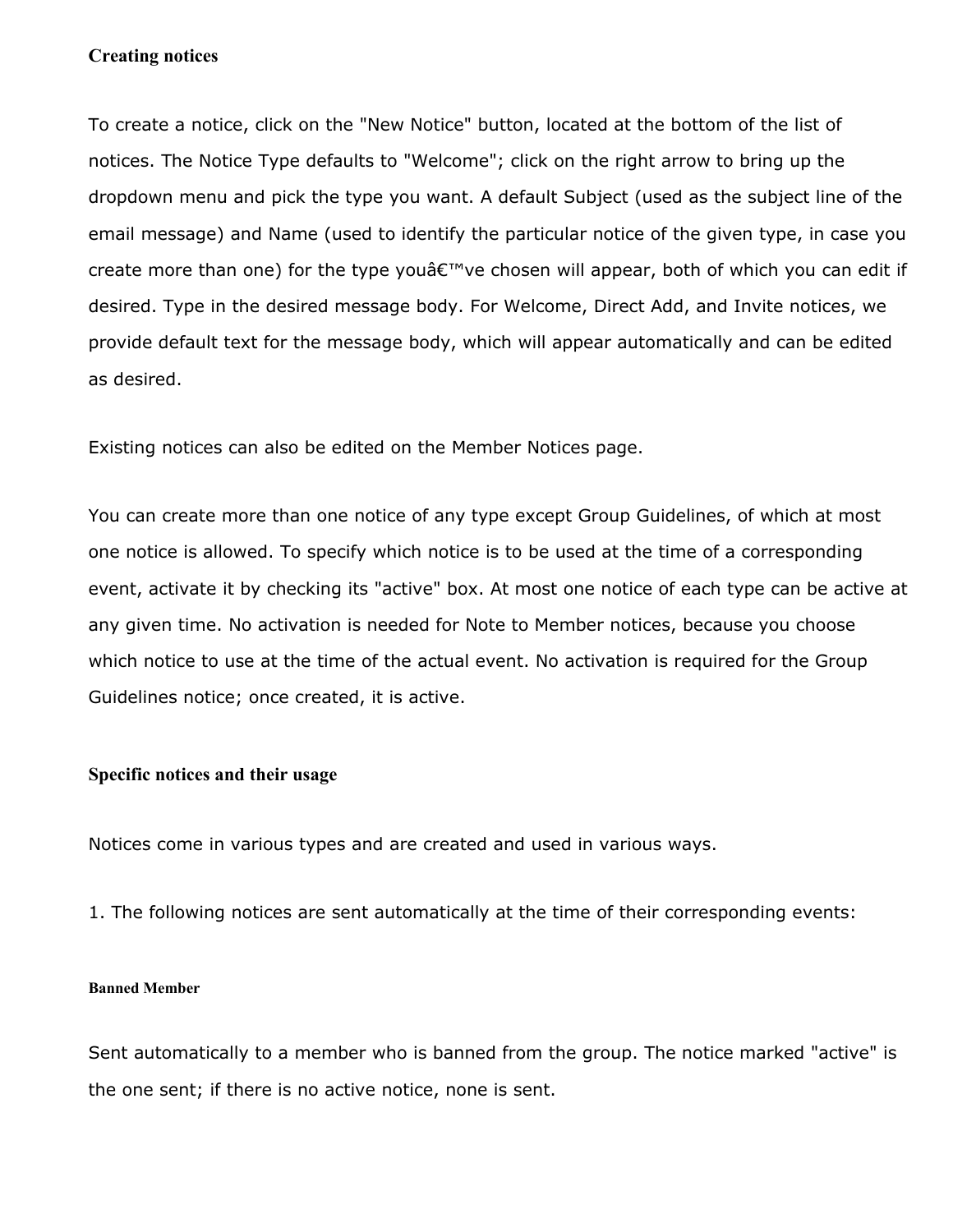### Creating notices

To create a notice, click on the "New Notice" button, located at the bottom of the list of notices. The Notice Type defaults to "Welcome"; click on the right arrow to bring up the dropdown menu and pick the type you want. A default Subject (used as the subject line of the email message) and Name (used to identify the particular notice of the given type, in case you create more than one) for the type youâ€™ve chosen will appear, both of which you can edit if desired. Type in the desired message body. For Welcome, Direct Add, and Invite notices, we provide default text for the message body, which will appear automatically and can be edited as desired.

Existing notices can also be edited on the Member Notices page.

You can create more than one notice of any type except Group Guidelines, of which at most one notice is allowed. To specify which notice is to be used at the time of a corresponding event, activate it by checking its "active" box. At most one notice of each type can be active at any given time. No activation is needed for Note to Member notices, because you choose which notice to use at the time of the actual event. No activation is required for the Group Guidelines notice; once created, it is active.

### Specific notices and their usage

Notices come in various types and are created and used in various ways.

1. The following notices are sent automatically at the time of their corresponding events:

#### Banned Member

Sent automatically to a member who is banned from the group. The notice marked "active" is the one sent; if there is no active notice, none is sent.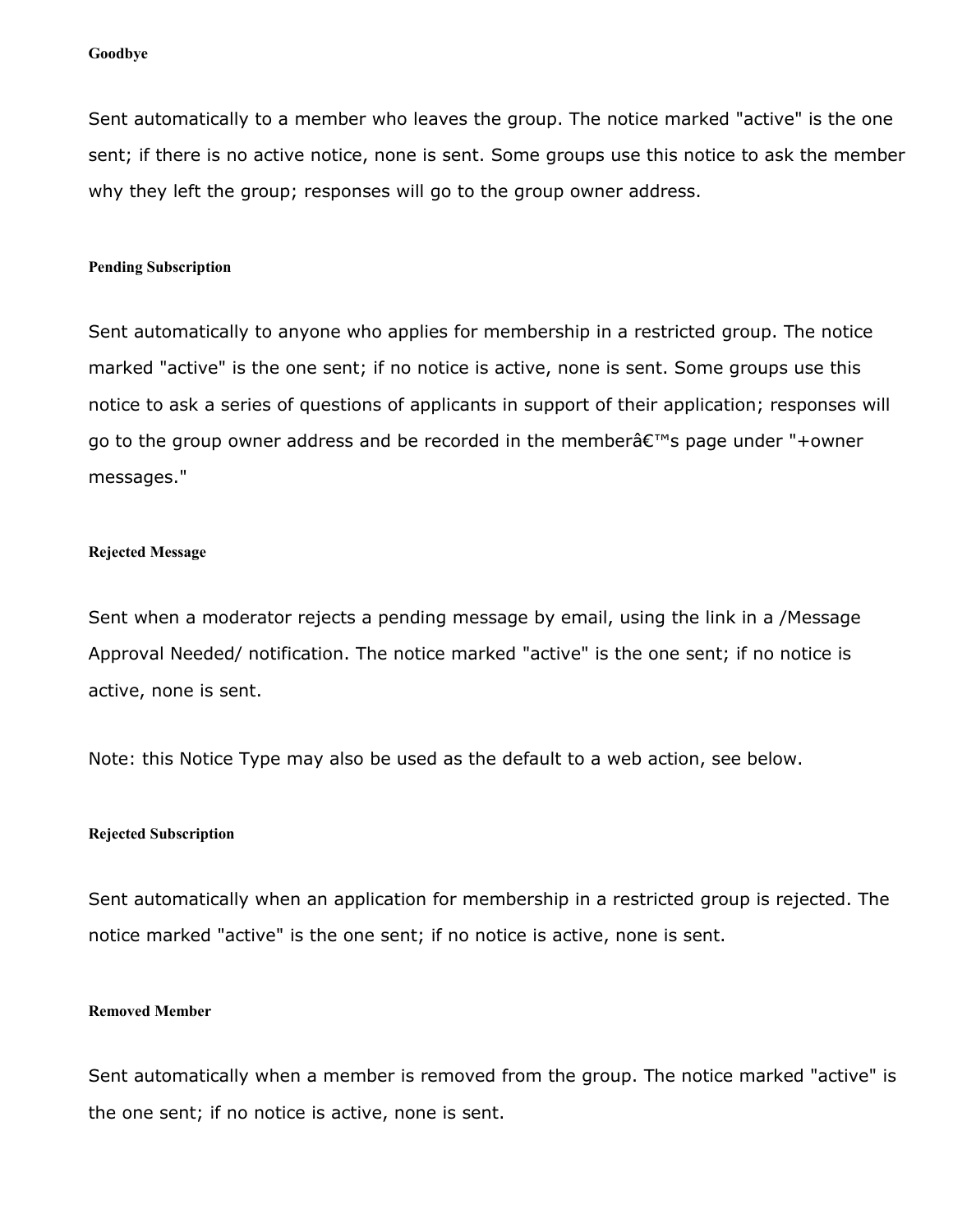#### Goodbye

Sent automatically to a member who leaves the group. The notice marked "active" is the one sent; if there is no active notice, none is sent. Some groups use this notice to ask the member why they left the group; responses will go to the group owner address.

#### Pending Subscription

Sent automatically to anyone who applies for membership in a restricted group. The notice marked "active" is the one sent; if no notice is active, none is sent. Some groups use this notice to ask a series of questions of applicants in support of their application; responses will go to the group owner address and be recorded in the memberâ€™s page under "+owner messages."

#### Rejected Message

Sent when a moderator rejects a pending message by email, using the link in a /Message Approval Needed/ notification. The notice marked "active" is the one sent; if no notice is active, none is sent.

Note: this Notice Type may also be used as the default to a web action, see below.

#### Rejected Subscription

Sent automatically when an application for membership in a restricted group is rejected. The notice marked "active" is the one sent; if no notice is active, none is sent.

#### Removed Member

Sent automatically when a member is removed from the group. The notice marked "active" is the one sent; if no notice is active, none is sent.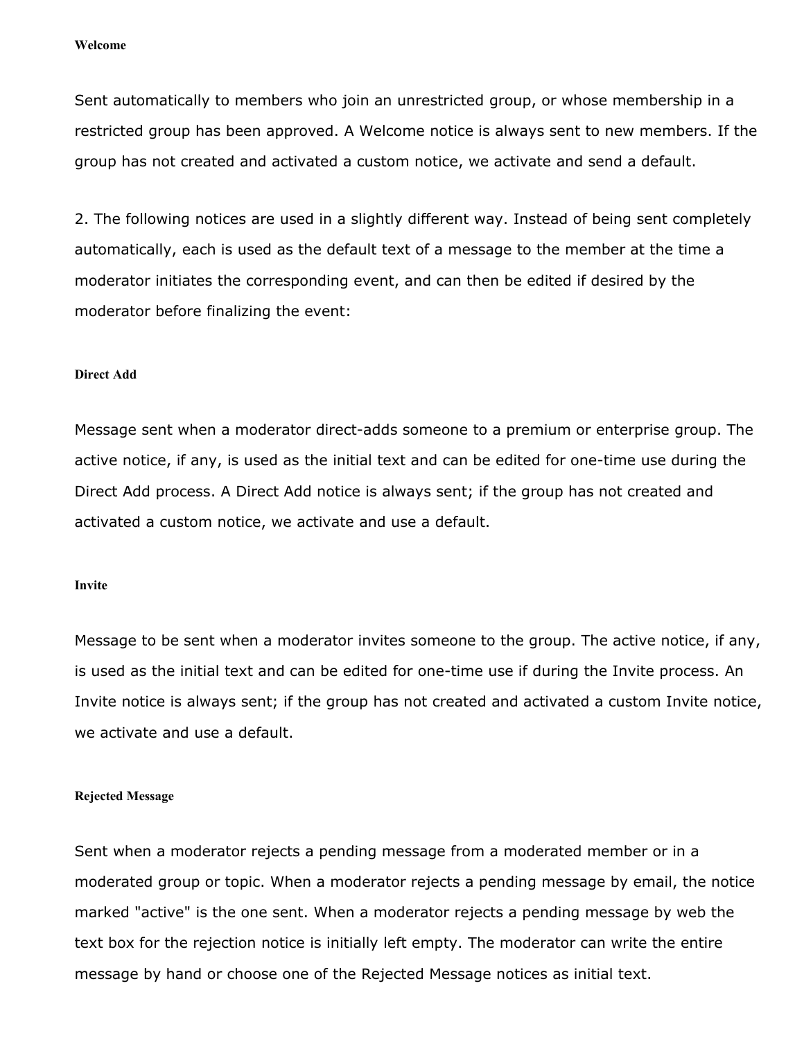#### Welcome

Sent automatically to members who join an unrestricted group, or whose membership in a restricted group has been approved. A Welcome notice is always sent to new members. If the group has not created and activated a custom notice, we activate and send a default.

2. The following notices are used in a slightly different way. Instead of being sent completely automatically, each is used as the default text of a message to the member at the time a moderator initiates the corresponding event, and can then be edited if desired by the moderator before finalizing the event:

#### Direct Add

Message sent when a moderator direct-adds someone to a premium or enterprise group. The active notice, if any, is used as the initial text and can be edited for one-time use during the Direct Add process. A Direct Add notice is always sent; if the group has not created and activated a custom notice, we activate and use a default.

#### Invite

Message to be sent when a moderator invites someone to the group. The active notice, if any, is used as the initial text and can be edited for one-time use if during the Invite process. An Invite notice is always sent; if the group has not created and activated a custom Invite notice, we activate and use a default.

#### Rejected Message

Sent when a moderator rejects a pending message from a moderated member or in a moderated group or topic. When a moderator rejects a pending message by email, the notice marked "active" is the one sent. When a moderator rejects a pending message by web the text box for the rejection notice is initially left empty. The moderator can write the entire message by hand or choose one of the Rejected Message notices as initial text.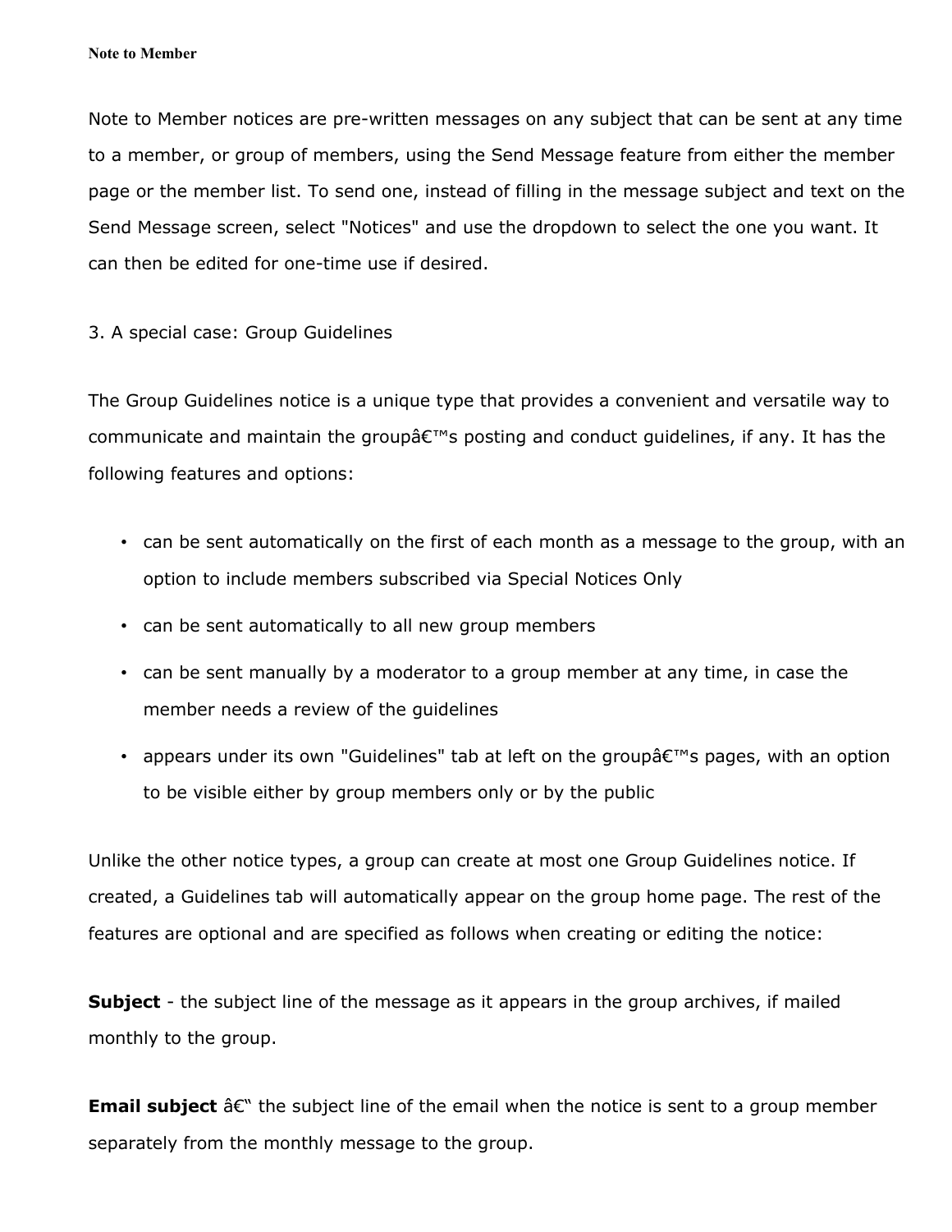**Note to Member**

Note to Member notices are pre-written messages on any subject that can be sent at any time to a member, or group of members, using the Send Message feature from either the member page or the member list. To send one, instead of filling in the message subject and text on the Send Message screen, select "Notices" and use the dropdown to select the one you want. It can then be edited for one-time use if desired.

3. A special case: Group Guidelines

The Group Guidelines notice is a unique type that provides a convenient and versatile way to communicate and maintain the groupâ€™s posting and conduct guidelines, if any. It has the following features and options:

- can be sent automatically on the first of each month as a message to the group, with an option to include members subscribed via Special Notices Only
- can be sent automatically to all new group members
- can be sent manually by a moderator to a group member at any time, in case the member needs a review of the guidelines
- appears under its own "Guidelines" tab at left on the groupâ€™s pages, with an option to be visible either by group members only or by the public

Unlike the other notice types, a group can create at most one Group Guidelines notice. If created, a Guidelines tab will automatically appear on the group home page. The rest of the features are optional and are specified as follows when creating or editing the notice:

**Subject** - the subject line of the message as it appears in the group archives, if mailed monthly to the group.

**Email subject** â€“ the subject line of the email when the notice is sent to a group member separately from the monthly message to the group.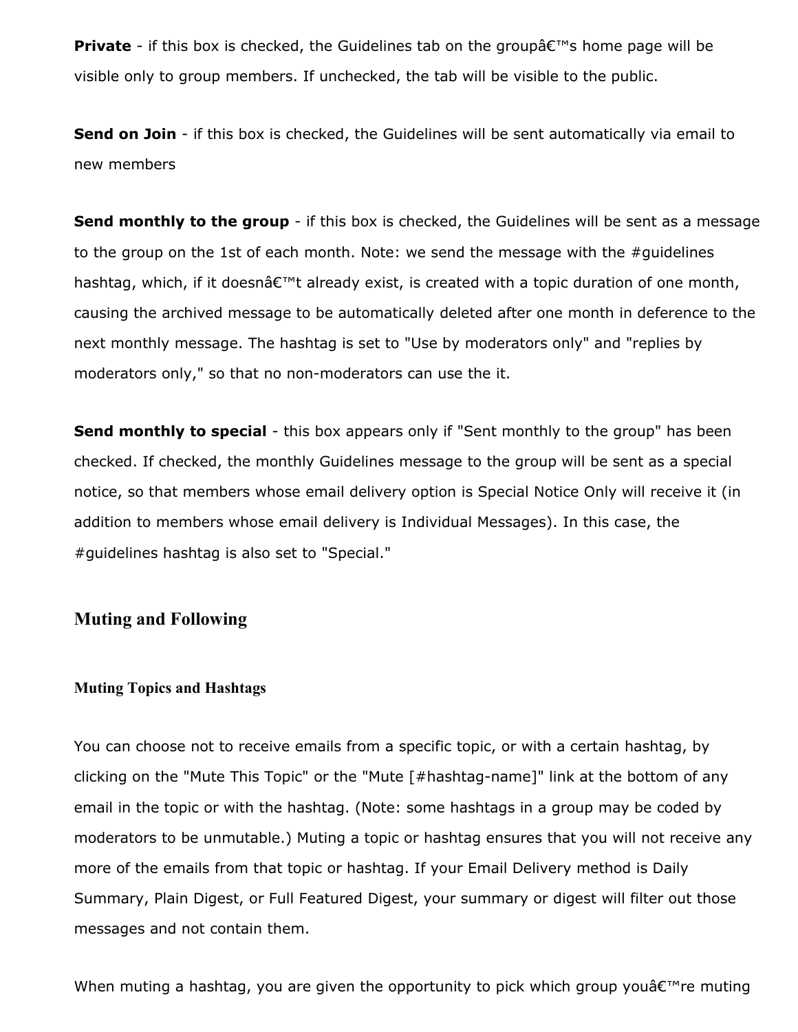**Private** - if this box is checked, the Guidelines tab on the groupâ€™s home page will be visible only to group members. If unchecked, the tab will be visible to the public.

**Send on Join** - if this box is checked, the Guidelines will be sent automatically via email to new members

**Send monthly to the group** - if this box is checked, the Guidelines will be sent as a message to the group on the 1st of each month. Note: we send the message with the #guidelines hashtag, which, if it doesnâ€™t already exist, is created with a topic duration of one month, causing the archived message to be automatically deleted after one month in deference to the next monthly message. The hashtag is set to "Use by moderators only" and "replies by moderators only," so that no non-moderators can use the it.

**Send monthly to special** - this box appears only if "Sent monthly to the group" has been checked. If checked, the monthly Guidelines message to the group will be sent as a special notice, so that members whose email delivery option is Special Notice Only will receive it (in addition to members whose email delivery is Individual Messages). In this case, the #guidelines hashtag is also set to "Special."

## Muting and Following

### Muting Topics and Hashtags

You can choose not to receive emails from a specific topic, or with a certain hashtag, by clicking on the "Mute This Topic" or the "Mute [#hashtag-name]" link at the bottom of any email in the topic or with the hashtag. (Note: some hashtags in a group may be coded by moderators to be unmutable.) Muting a topic or hashtag ensures that you will not receive any more of the emails from that topic or hashtag. If your Email Delivery method is Daily Summary, Plain Digest, or Full Featured Digest, your summary or digest will filter out those messages and not contain them.

When muting a hashtag, you are given the opportunity to pick which group youâ€™re muting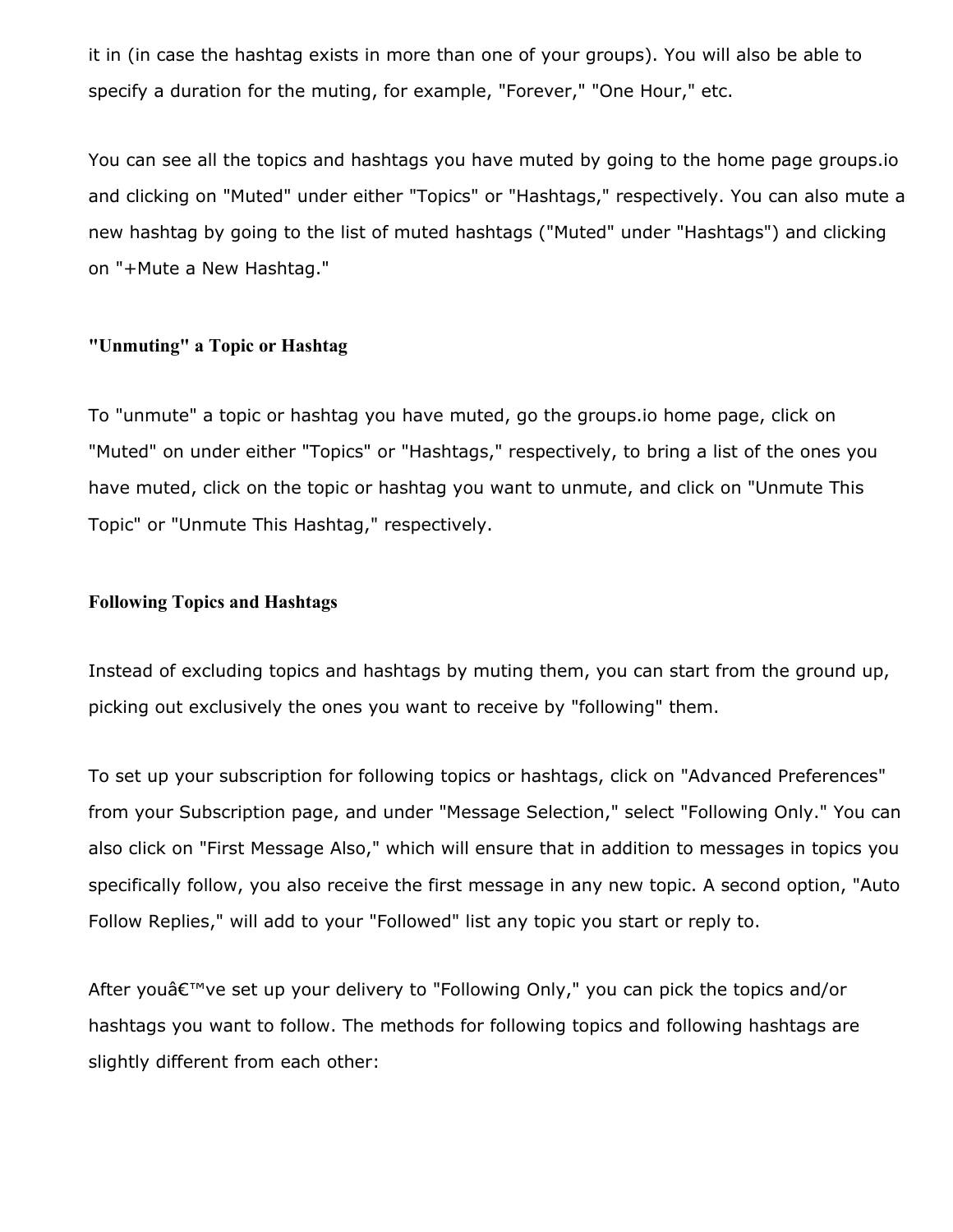it in (in case the hashtag exists in more than one of your groups). You will also be able to specify a duration for the muting, for example, "Forever," "One Hour," etc.

You can see all the topics and hashtags you have muted by going to the home page groups.io and clicking on "Muted" under either "Topics" or "Hashtags," respectively. You can also mute a new hashtag by going to the list of muted hashtags ("Muted" under "Hashtags") and clicking on "+Mute a New Hashtag."

### "Unmuting" a Topic or Hashtag

To "unmute" a topic or hashtag you have muted, go the groups.io home page, click on "Muted" on under either "Topics" or "Hashtags," respectively, to bring a list of the ones you have muted, click on the topic or hashtag you want to unmute, and click on "Unmute This Topic" or "Unmute This Hashtag," respectively.

### Following Topics and Hashtags

Instead of excluding topics and hashtags by muting them, you can start from the ground up, picking out exclusively the ones you want to receive by "following" them.

To set up your subscription for following topics or hashtags, click on "Advanced Preferences" from your Subscription page, and under "Message Selection," select "Following Only." You can also click on "First Message Also," which will ensure that in addition to messages in topics you specifically follow, you also receive the first message in any new topic. A second option, "Auto Follow Replies," will add to your "Followed" list any topic you start or reply to.

After youâ€™ve set up your delivery to "Following Only," you can pick the topics and/or hashtags you want to follow. The methods for following topics and following hashtags are slightly different from each other: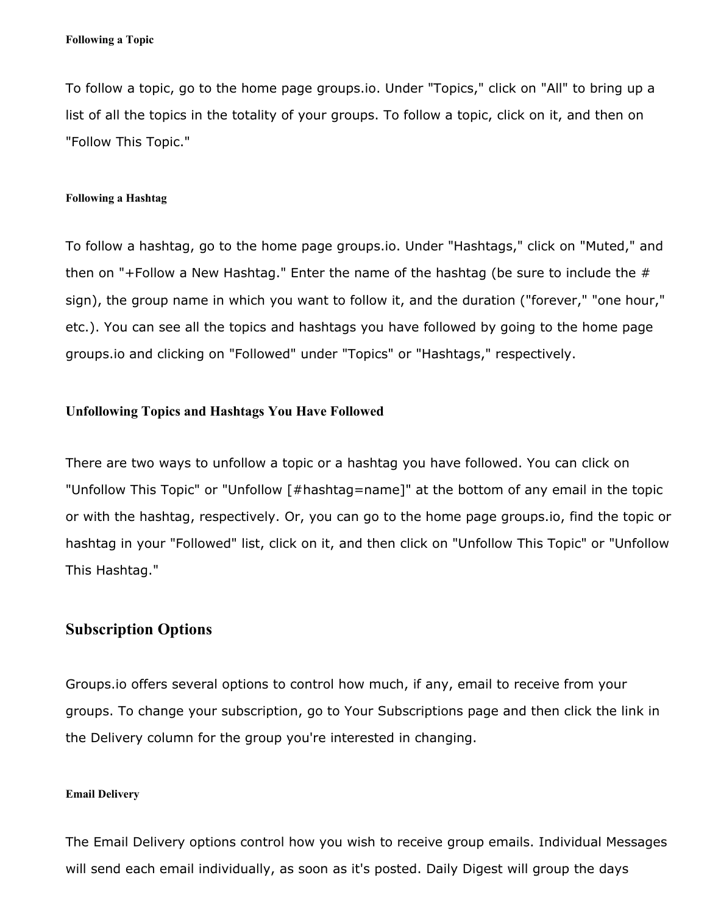#### Following a Topic

To follow a topic, go to the home page groups.io. Under "Topics," click on "All" to bring up a list of all the topics in the totality of your groups. To follow a topic, click on it, and then on "Follow This Topic."

#### Following a Hashtag

To follow a hashtag, go to the home page groups.io. Under "Hashtags," click on "Muted," and then on "+Follow a New Hashtag." Enter the name of the hashtag (be sure to include the # sign), the group name in which you want to follow it, and the duration ("forever," "one hour," etc.). You can see all the topics and hashtags you have followed by going to the home page groups.io and clicking on "Followed" under "Topics" or "Hashtags," respectively.

### Unfollowing Topics and Hashtags You Have Followed

There are two ways to unfollow a topic or a hashtag you have followed. You can click on "Unfollow This Topic" or "Unfollow [#hashtag=name]" at the bottom of any email in the topic or with the hashtag, respectively. Or, you can go to the home page groups.io, find the topic or hashtag in your "Followed" list, click on it, and then click on "Unfollow This Topic" or "Unfollow This Hashtag."

## Subscription Options

Groups.io offers several options to control how much, if any, email to receive from your groups. To change your subscription, go to Your Subscriptions page and then click the link in the Delivery column for the group you're interested in changing.

#### Email Delivery

The Email Delivery options control how you wish to receive group emails. Individual Messages will send each email individually, as soon as it's posted. Daily Digest will group the days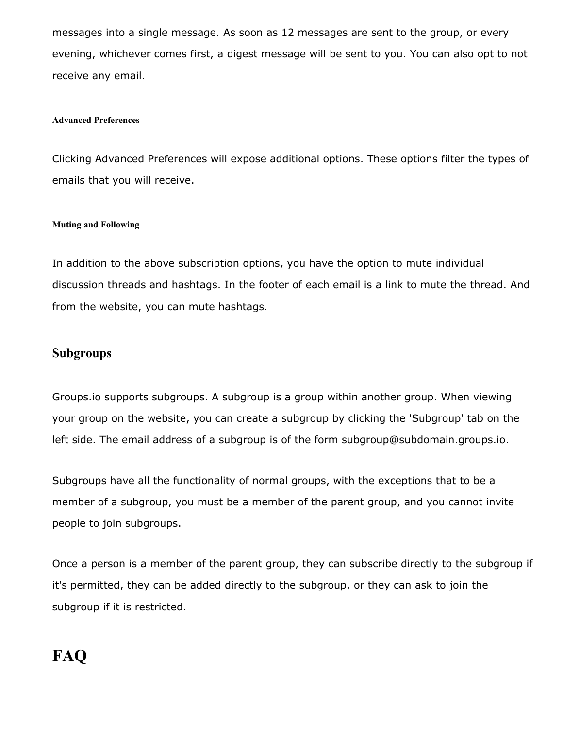messages into a single message. As soon as 12 messages are sent to the group, or every evening, whichever comes first, a digest message will be sent to you. You can also opt to not receive any email.

#### Advanced Preferences

Clicking Advanced Preferences will expose additional options. These options filter the types of emails that you will receive.

#### Muting and Following

In addition to the above subscription options, you have the option to mute individual discussion threads and hashtags. In the footer of each email is a link to mute the thread. And from the website, you can mute hashtags.

## Subgroups

Groups.io supports subgroups. A subgroup is a group within another group. When viewing your group on the website, you can create a subgroup by clicking the 'Subgroup' tab on the left side. The email address of a subgroup is of the form subgroup@subdomain.groups.io.

Subgroups have all the functionality of normal groups, with the exceptions that to be a member of a subgroup, you must be a member of the parent group, and you cannot invite people to join subgroups.

Once a person is a member of the parent group, they can subscribe directly to the subgroup if it's permitted, they can be added directly to the subgroup, or they can ask to join the subgroup if it is restricted.

# FAQ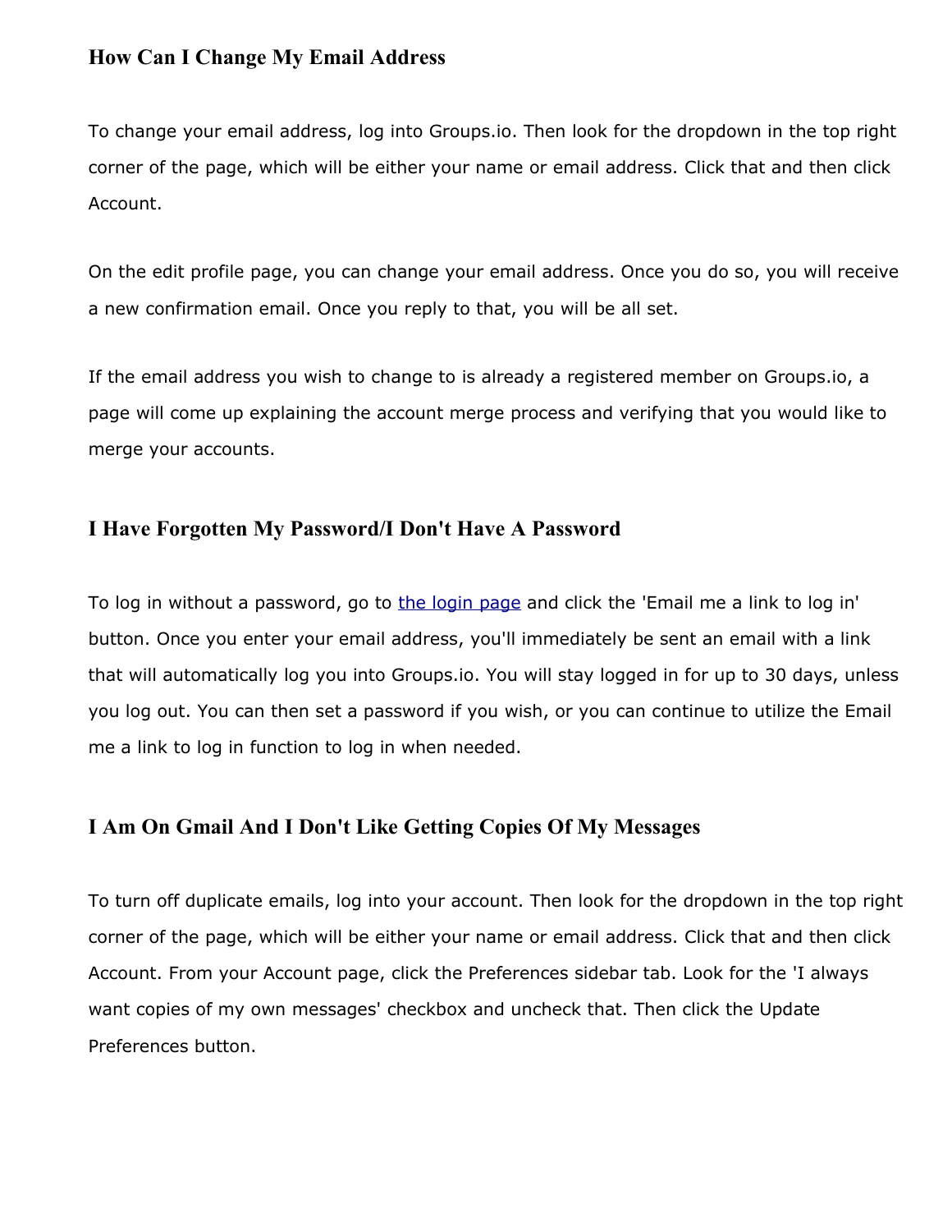## How Can I Change My Email Address

To change your email address, log into Groups.io. Then look for the dropdown in the top right corner of the page, which will be either your name or email address. Click that and then click Account.

On the edit profile page, you can change your email address. Once you do so, you will receive a new confirmation email. Once you reply to that, you will be all set.

If the email address you wish to change to is already a registered member on Groups.io, a page will come up explaining the account merge process and verifying that you would like to merge your accounts.

## I Have Forgotten My Password/I Don't Have A Password

To log in without a password, go to [the login page]() and click the 'Email me a link to log in' button. Once you enter your email address, you'll immediately be sent an email with a link that will automatically log you into Groups.io. You will stay logged in for up to 30 days, unless you log out. You can then set a password if you wish, or you can continue to utilize the Email me a link to log in function to log in when needed.

## I Am On Gmail And I Don't Like Getting Copies Of My Messages

To turn off duplicate emails, log into your account. Then look for the dropdown in the top right corner of the page, which will be either your name or email address. Click that and then click Account. From your Account page, click the Preferences sidebar tab. Look for the 'I always want copies of my own messages' checkbox and uncheck that. Then click the Update Preferences button.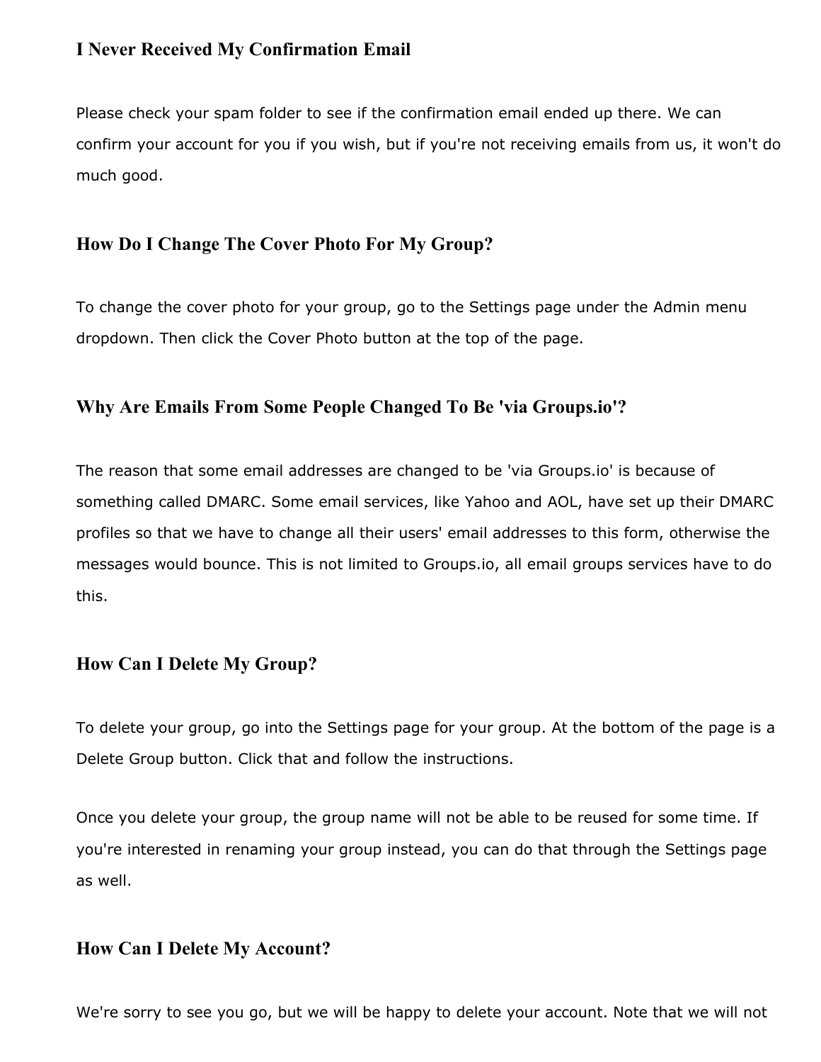### I Never Received My Confirmation Email

Please check your spam folder to see if the confirmation email ended up there. We can confirm your account for you if you wish, but if you're not receiving emails from us, it won't do much good.

### How Do I Change The Cover Photo For My Group?

To change the cover photo for your group, go to the Settings page under the Admin menu dropdown. Then click the Cover Photo button at the top of the page.

### Why Are Emails From Some People Changed To Be 'via Groups.io'?

The reason that some email addresses are changed to be 'via Groups.io' is because of something called DMARC. Some email services, like Yahoo and AOL, have set up their DMARC profiles so that we have to change all their users' email addresses to this form, otherwise the messages would bounce. This is not limited to Groups.io, all email groups services have to do this.

### How Can I Delete My Group?

To delete your group, go into the Settings page for your group. At the bottom of the page is a Delete Group button. Click that and follow the instructions.

Once you delete your group, the group name will not be able to be reused for some time. If you're interested in renaming your group instead, you can do that through the Settings page as well.

### How Can I Delete My Account?

We're sorry to see you go, but we will be happy to delete your account. Note that we will not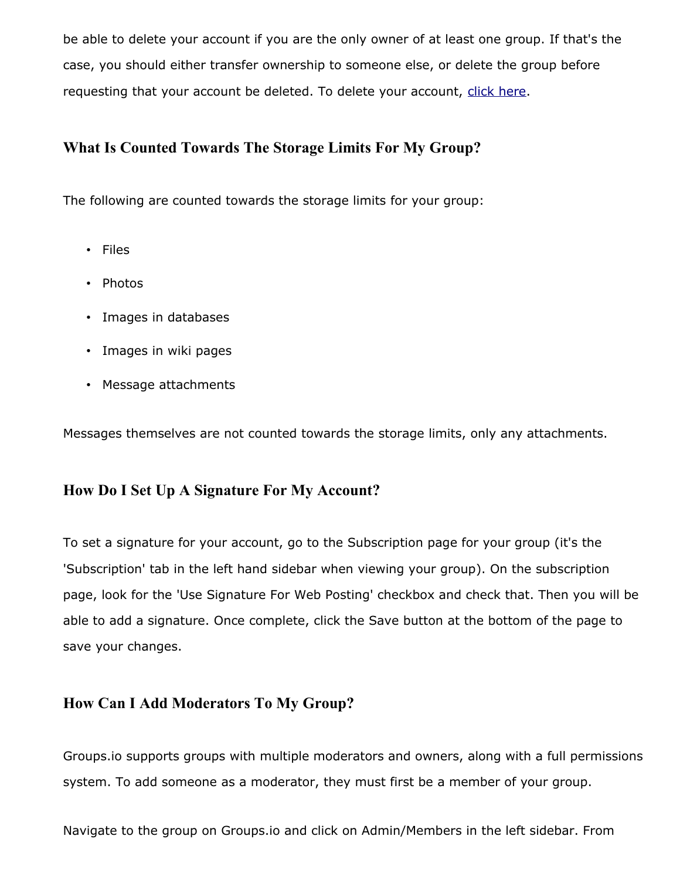be able to delete your account if you are the only owner of at least one group. If that's the case, you should either transfer ownership to someone else, or delete the group before requesting that your account be deleted. To delete your account, [click here](#).

### What Is Counted Towards The Storage Limits For My Group?

The following are counted towards the storage limits for your group:

- Files
- Photos
- Images in databases
- Images in wiki pages
- Message attachments

Messages themselves are not counted towards the storage limits, only any attachments.

### How Do I Set Up A Signature For My Account?

To set a signature for your account, go to the Subscription page for your group (it's the 'Subscription' tab in the left hand sidebar when viewing your group). On the subscription page, look for the 'Use Signature For Web Posting' checkbox and check that. Then you will be able to add a signature. Once complete, click the Save button at the bottom of the page to save your changes.

### How Can I Add Moderators To My Group?

Groups.io supports groups with multiple moderators and owners, along with a full permissions system. To add someone as a moderator, they must first be a member of your group.

Navigate to the group on Groups.io and click on Admin/Members in the left sidebar. From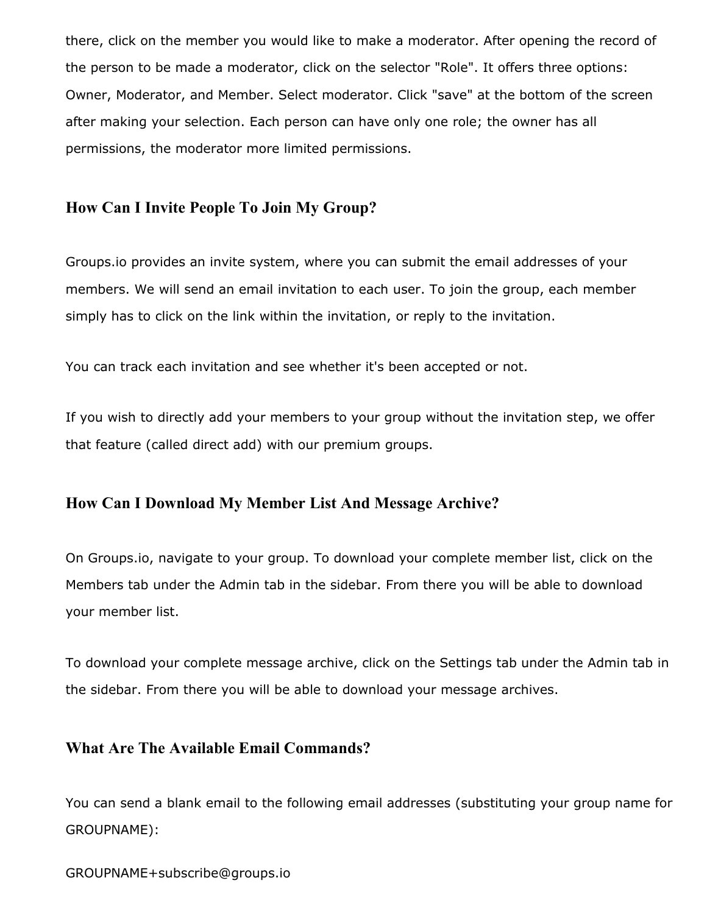there, click on the member you would like to make a moderator. After opening the record of the person to be made a moderator, click on the selector "Role". It offers three options: Owner, Moderator, and Member. Select moderator. Click "save" at the bottom of the screen after making your selection. Each person can have only one role; the owner has all permissions, the moderator more limited permissions.

### How Can I Invite People To Join My Group?

Groups.io provides an invite system, where you can submit the email addresses of your members. We will send an email invitation to each user. To join the group, each member simply has to click on the link within the invitation, or reply to the invitation.

You can track each invitation and see whether it's been accepted or not.

If you wish to directly add your members to your group without the invitation step, we offer that feature (called direct add) with our premium groups.

### How Can I Download My Member List And Message Archive?

On Groups.io, navigate to your group. To download your complete member list, click on the Members tab under the Admin tab in the sidebar. From there you will be able to download your member list.

To download your complete message archive, click on the Settings tab under the Admin tab in the sidebar. From there you will be able to download your message archives.

### What Are The Available Email Commands?

You can send a blank email to the following email addresses (substituting your group name for GROUPNAME):

GROUPNAME+subscribe@groups.io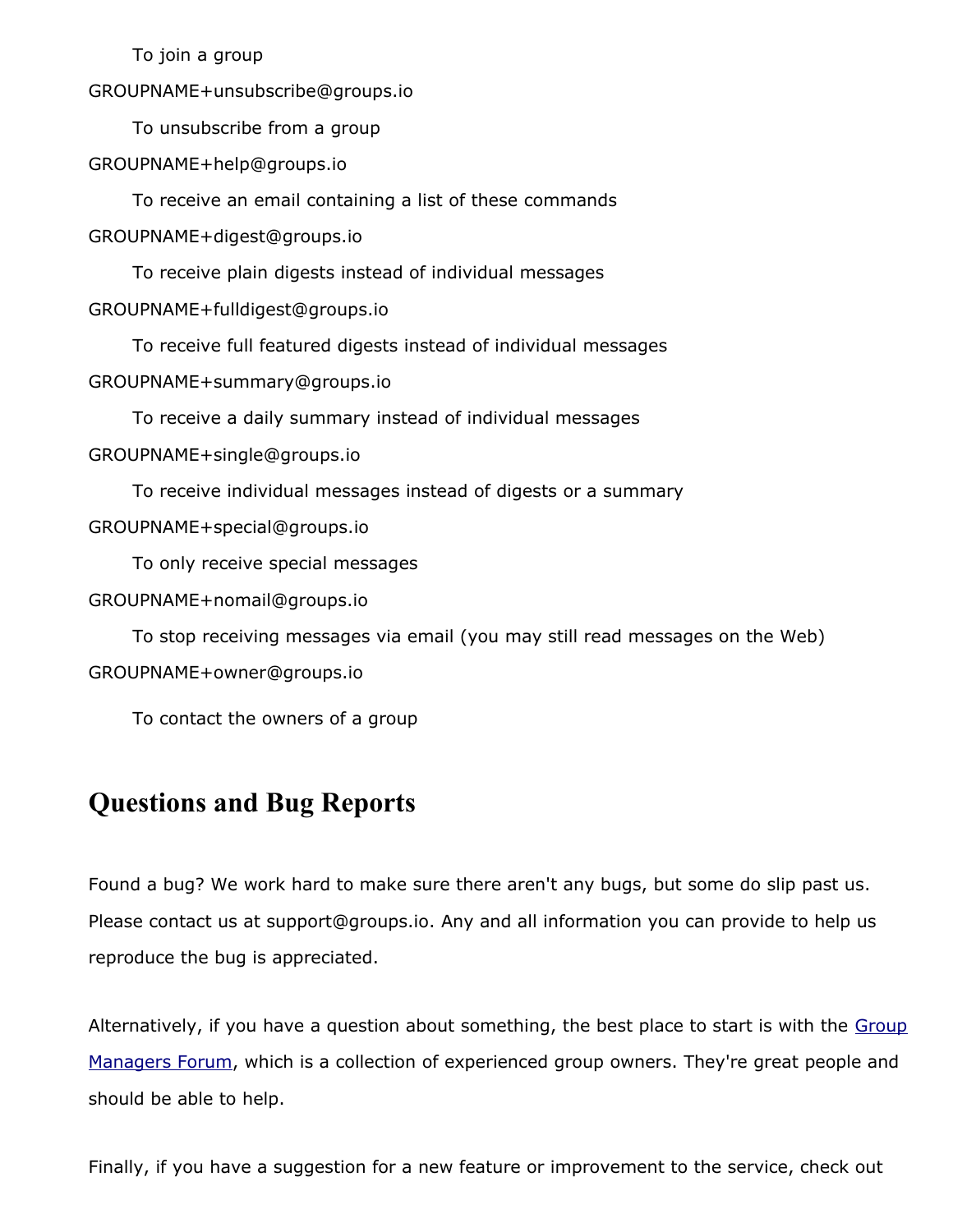To join a group

GROUPNAME+unsubscribe@groups.io

To unsubscribe from a group

GROUPNAME+help@groups.io

To receive an email containing a list of these commands

GROUPNAME+digest@groups.io

To receive plain digests instead of individual messages

GROUPNAME+fulldigest@groups.io

To receive full featured digests instead of individual messages

GROUPNAME+summary@groups.io

To receive a daily summary instead of individual messages

GROUPNAME+single@groups.io

To receive individual messages instead of digests or a summary

GROUPNAME+special@groups.io

To only receive special messages

GROUPNAME+nomail@groups.io

To stop receiving messages via email (you may still read messages on the Web)

GROUPNAME+owner@groups.io

To contact the owners of a group

## Questions and Bug Reports

Found a bug? We work hard to make sure there aren't any bugs, but some do slip past us. Please contact us at support@groups.io. Any and all information you can provide to help us reproduce the bug is appreciated.

Alternatively, if you have a question about something, the best place to start is with the Group Managers Forum, which is a collection of experienced group owners. They're great people and should be able to help.

Finally, if you have a suggestion for a new feature or improvement to the service, check out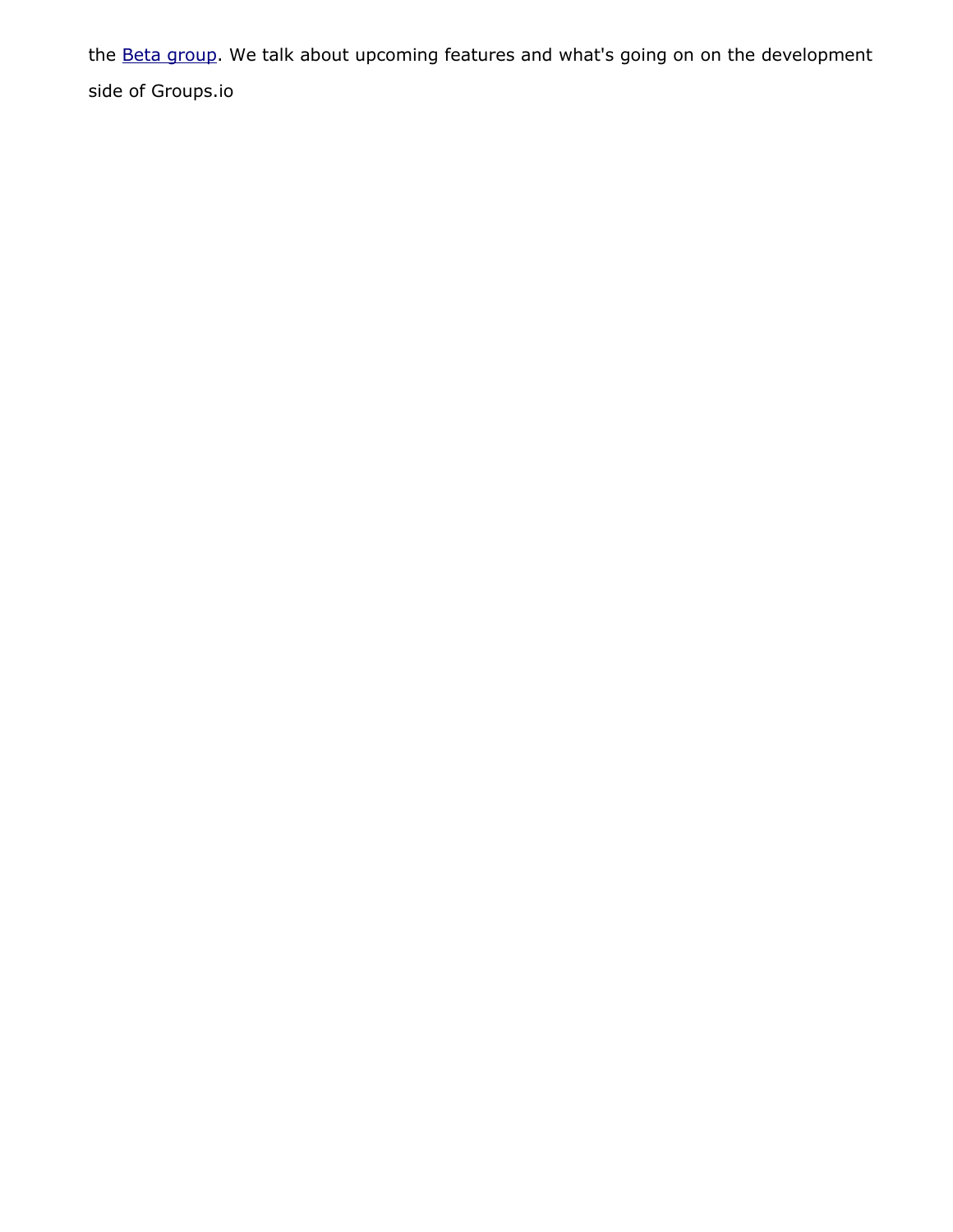the Beta group. We talk about upcoming features and what's going on on the development side of Groups.io